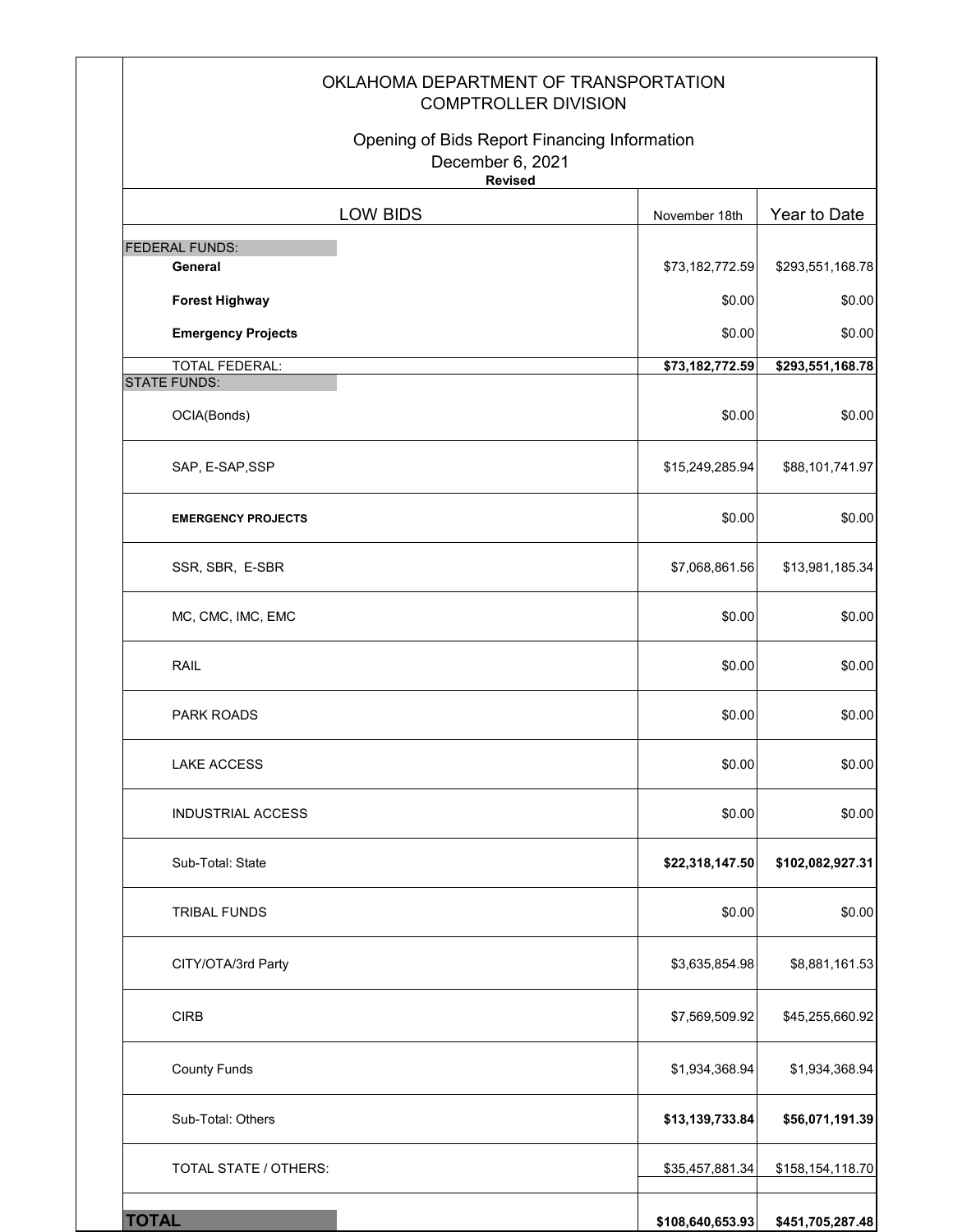# OKLAHOMA DEPARTMENT OF TRANSPORTATION
## COMPTROLLER DIVISION

Opening of Bids Report Financing Information
December 6, 2021
**Revised**

| LOW BIDS | November 18th | Year to Date |
|---|---|---|
| FEDERAL FUNDS: | | |
| **General** | $73,182,772.59 | $293,551,168.78 |
| **Forest Highway** | $0.00 | $0.00 |
| **Emergency Projects** | $0.00 | $0.00 |
| TOTAL FEDERAL: | **$73,182,772.59** | **$293,551,168.78** |
| STATE FUNDS: | | |
| OCIA(Bonds) | $0.00 | $0.00 |
| SAP, E-SAP,SSP | $15,249,285.94 | $88,101,741.97 |
| **EMERGENCY PROJECTS** | $0.00 | $0.00 |
| SSR, SBR, E-SBR | $7,068,861.56 | $13,981,185.34 |
| MC, CMC, IMC, EMC | $0.00 | $0.00 |
| RAIL | $0.00 | $0.00 |
| PARK ROADS | $0.00 | $0.00 |
| LAKE ACCESS | $0.00 | $0.00 |
| INDUSTRIAL ACCESS | $0.00 | $0.00 |
| Sub-Total: State | **$22,318,147.50** | **$102,082,927.31** |
| TRIBAL FUNDS | $0.00 | $0.00 |
| CITY/OTA/3rd Party | $3,635,854.98 | $8,881,161.53 |
| CIRB | $7,569,509.92 | $45,255,660.92 |
| County Funds | $1,934,368.94 | $1,934,368.94 |
| Sub-Total: Others | **$13,139,733.84** | **$56,071,191.39** |
| TOTAL STATE / OTHERS: | $35,457,881.34 | $158,154,118.70 |
| **TOTAL** | **$108,640,653.93** | **$451,705,287.48** |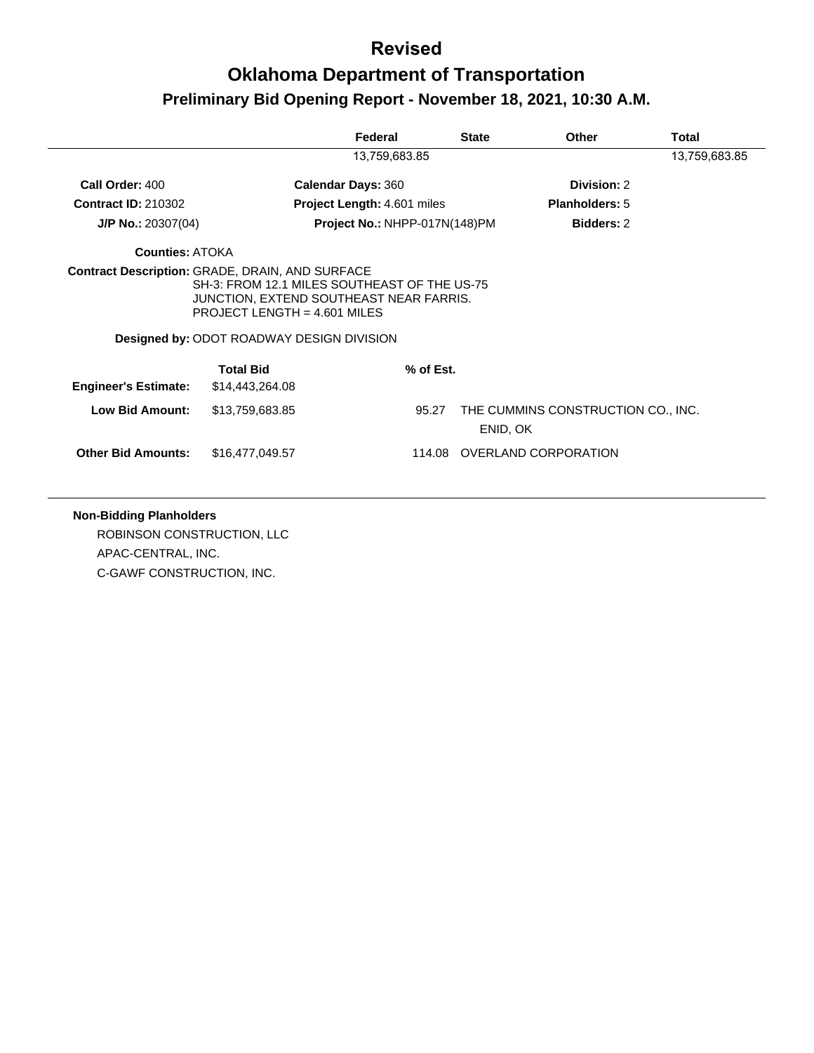# Revised

# Oklahoma Department of Transportation

## Preliminary Bid Opening Report - November 18, 2021, 10:30 A.M.

| | Federal | State | Other | Total |
|---|---|---|---|---|
| | 13,759,683.85 | | | 13,759,683.85 |

**Call Order:** 400 | **Calendar Days:** 360 | **Division:** 2

**Contract ID:** 210302 | **Project Length:** 4.601 miles | **Planholders:** 5

**J/P No.:** 20307(04) | **Project No.:** NHPP-017N(148)PM | **Bidders:** 2

**Counties:** ATOKA

**Contract Description:** GRADE, DRAIN, AND SURFACE
SH-3: FROM 12.1 MILES SOUTHEAST OF THE US-75 JUNCTION, EXTEND SOUTHEAST NEAR FARRIS.
PROJECT LENGTH = 4.601 MILES

**Designed by:** ODOT ROADWAY DESIGN DIVISION

| | Total Bid | % of Est. | |
|---|---|---|---|
| **Engineer's Estimate:** | $14,443,264.08 | | |
| **Low Bid Amount:** | $13,759,683.85 | 95.27 | THE CUMMINS CONSTRUCTION CO., INC.<br>ENID, OK |
| **Other Bid Amounts:** | $16,477,049.57 | 114.08 | OVERLAND CORPORATION |

**Non-Bidding Planholders**

ROBINSON CONSTRUCTION, LLC
APAC-CENTRAL, INC.
C-GAWF CONSTRUCTION, INC.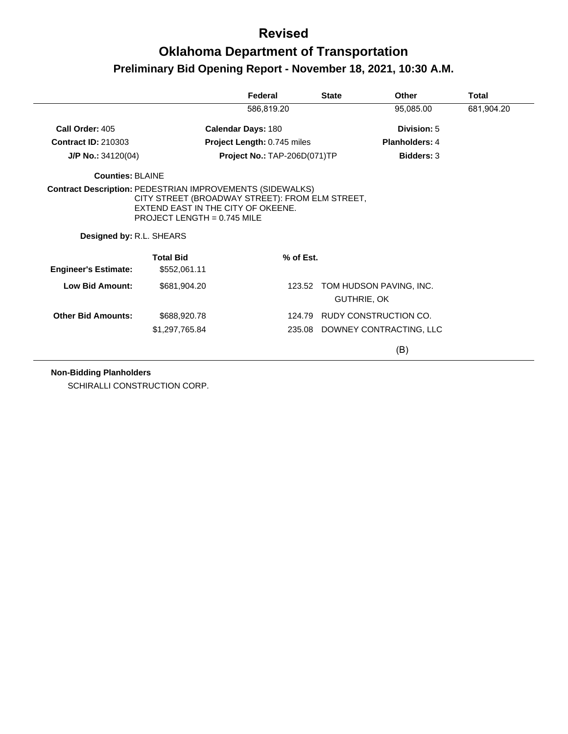# Revised

# Oklahoma Department of Transportation

## Preliminary Bid Opening Report - November 18, 2021, 10:30 A.M.

| | Federal | State | Other | Total |
|---|---|---|---|---|
| | 586,819.20 | | 95,085.00 | 681,904.20 |

**Call Order:** 405 | **Calendar Days:** 180 | **Division:** 5

**Contract ID:** 210303 | **Project Length:** 0.745 miles | **Planholders:** 4

**J/P No.:** 34120(04) | **Project No.:** TAP-206D(071)TP | **Bidders:** 3

**Counties:** BLAINE

**Contract Description:** PEDESTRIAN IMPROVEMENTS (SIDEWALKS)
CITY STREET (BROADWAY STREET): FROM ELM STREET,
EXTEND EAST IN THE CITY OF OKEENE.
PROJECT LENGTH = 0.745 MILE

**Designed by:** R.L. SHEARS

| | Total Bid | % of Est. | |
|---|---|---|---|
| **Engineer's Estimate:** | $552,061.11 | | |
| **Low Bid Amount:** | $681,904.20 | 123.52 | TOM HUDSON PAVING, INC.<br>GUTHRIE, OK |
| **Other Bid Amounts:** | $688,920.78 | 124.79 | RUDY CONSTRUCTION CO. |
| | $1,297,765.84 | 235.08 | DOWNEY CONTRACTING, LLC |

(B)

**Non-Bidding Planholders**

SCHIRALLI CONSTRUCTION CORP.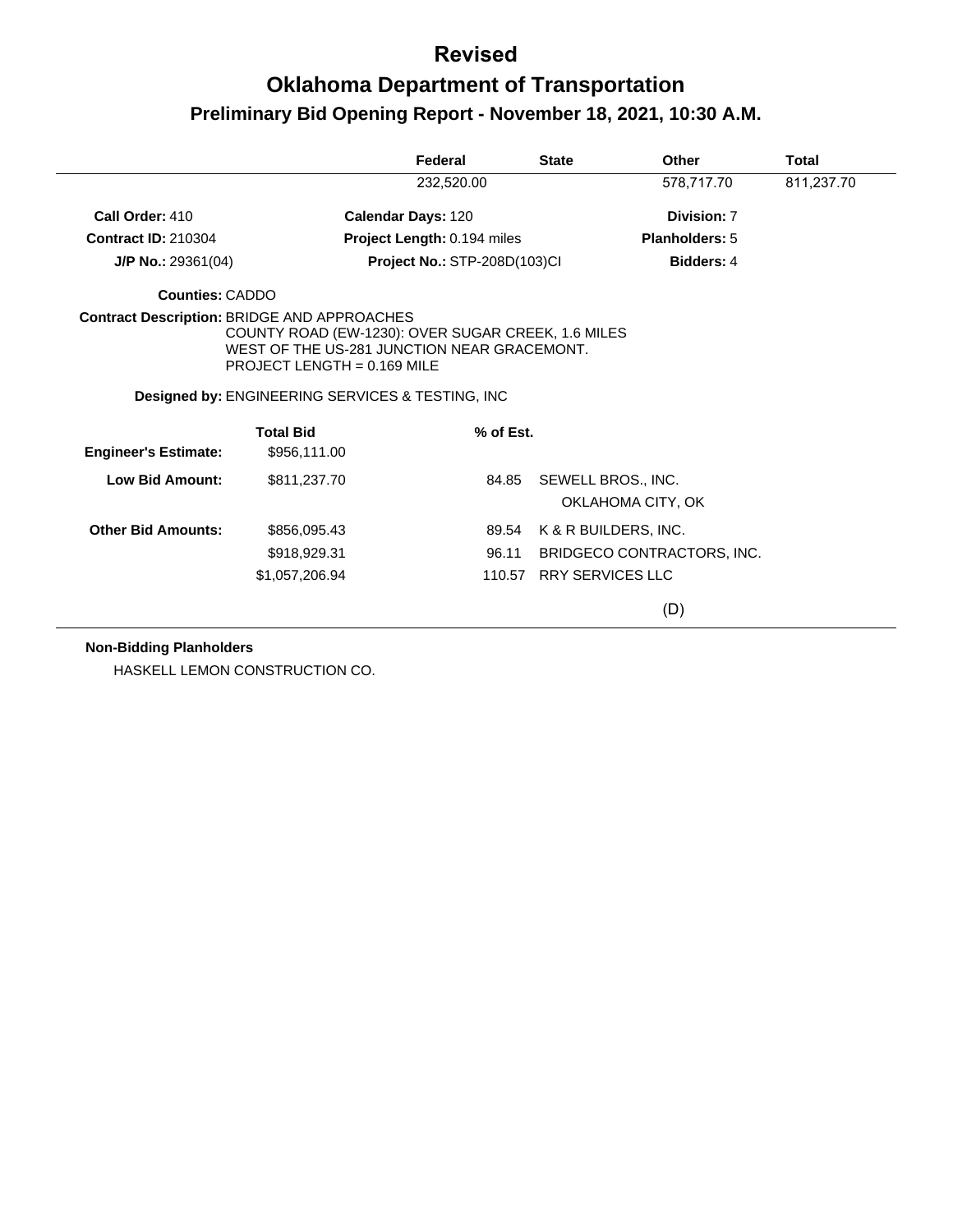# Revised

# Oklahoma Department of Transportation

## Preliminary Bid Opening Report - November 18, 2021, 10:30 A.M.

| Federal | State | Other | Total |
|---|---|---|---|
| 232,520.00 | | 578,717.70 | 811,237.70 |

**Call Order:** 410
**Calendar Days:** 120
**Division:** 7

**Contract ID:** 210304
**Project Length:** 0.194 miles
**Planholders:** 5

**J/P No.:** 29361(04)
**Project No.:** STP-208D(103)CI
**Bidders:** 4

**Counties:** CADDO

**Contract Description:** BRIDGE AND APPROACHES
COUNTY ROAD (EW-1230): OVER SUGAR CREEK, 1.6 MILES WEST OF THE US-281 JUNCTION NEAR GRACEMONT.
PROJECT LENGTH = 0.169 MILE

**Designed by:** ENGINEERING SERVICES & TESTING, INC

| | Total Bid | % of Est. | |
|---|---|---|---|
| **Engineer's Estimate:** | $956,111.00 | | |
| **Low Bid Amount:** | $811,237.70 | 84.85 | SEWELL BROS., INC.<br>OKLAHOMA CITY, OK |
| **Other Bid Amounts:** | $856,095.43 | 89.54 | K & R BUILDERS, INC. |
| | $918,929.31 | 96.11 | BRIDGECO CONTRACTORS, INC. |
| | $1,057,206.94 | 110.57 | RRY SERVICES LLC |

(D)

**Non-Bidding Planholders**

HASKELL LEMON CONSTRUCTION CO.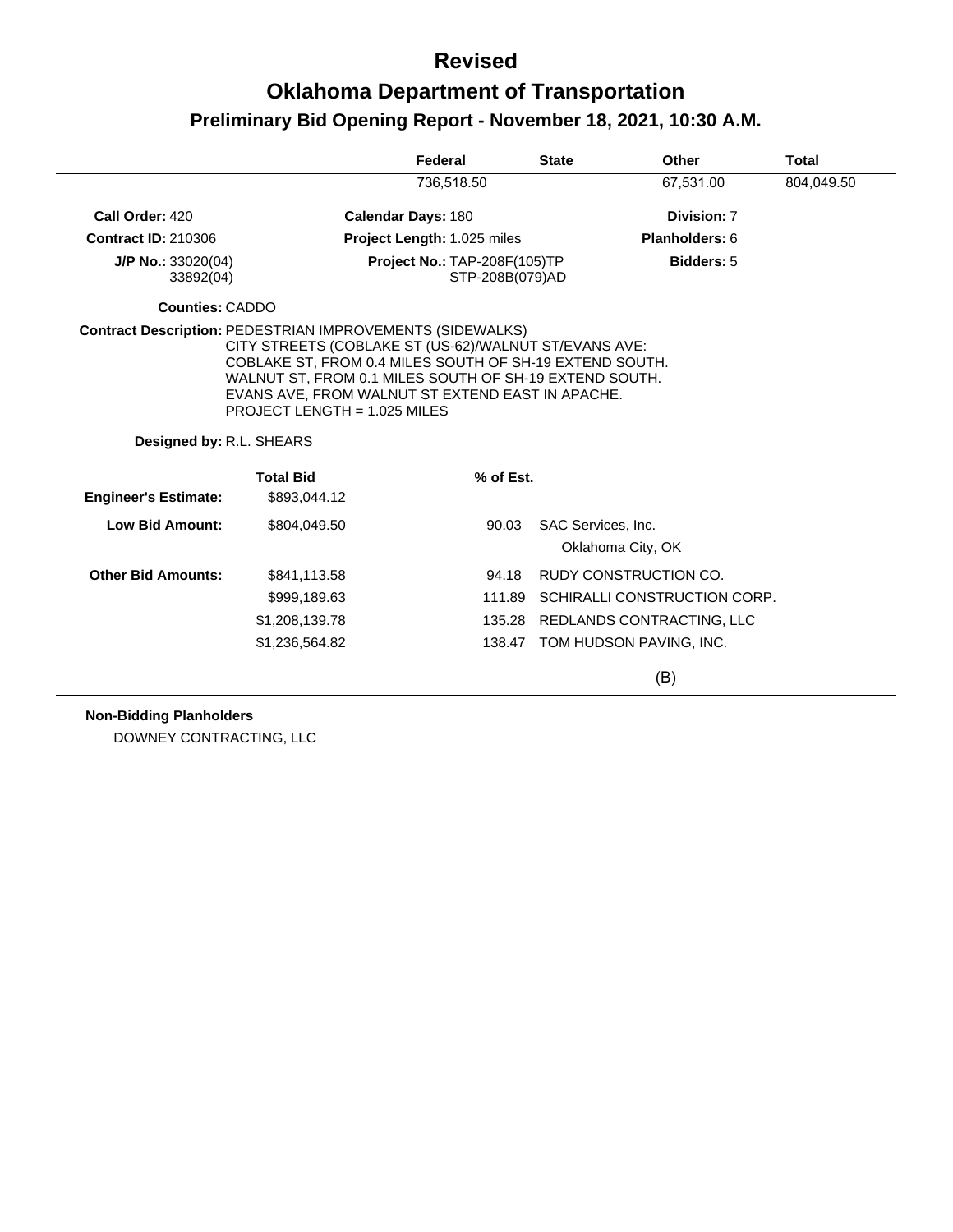# Revised

# Oklahoma Department of Transportation

## Preliminary Bid Opening Report - November 18, 2021, 10:30 A.M.

| Federal | State | Other | Total |
|---|---|---|---|
| 736,518.50 | | 67,531.00 | 804,049.50 |

**Call Order:** 420
**Calendar Days:** 180
**Division:** 7

**Contract ID:** 210306
**Project Length:** 1.025 miles
**Planholders:** 6

**J/P No.:** 33020(04)
33892(04)
**Project No.:** TAP-208F(105)TP
STP-208B(079)AD
**Bidders:** 5

**Counties:** CADDO

**Contract Description:** PEDESTRIAN IMPROVEMENTS (SIDEWALKS)
CITY STREETS (COBLAKE ST (US-62)/WALNUT ST/EVANS AVE:
COBLAKE ST, FROM 0.4 MILES SOUTH OF SH-19 EXTEND SOUTH.
WALNUT ST, FROM 0.1 MILES SOUTH OF SH-19 EXTEND SOUTH.
EVANS AVE, FROM WALNUT ST EXTEND EAST IN APACHE.
PROJECT LENGTH = 1.025 MILES

**Designed by:** R.L. SHEARS

| | Total Bid | % of Est. | |
|---|---|---|---|
| **Engineer's Estimate:** | $893,044.12 | | |
| **Low Bid Amount:** | $804,049.50 | 90.03 | SAC Services, Inc.<br>Oklahoma City, OK |
| **Other Bid Amounts:** | $841,113.58 | 94.18 | RUDY CONSTRUCTION CO. |
| | $999,189.63 | 111.89 | SCHIRALLI CONSTRUCTION CORP. |
| | $1,208,139.78 | 135.28 | REDLANDS CONTRACTING, LLC |
| | $1,236,564.82 | 138.47 | TOM HUDSON PAVING, INC. |

(B)

**Non-Bidding Planholders**

DOWNEY CONTRACTING, LLC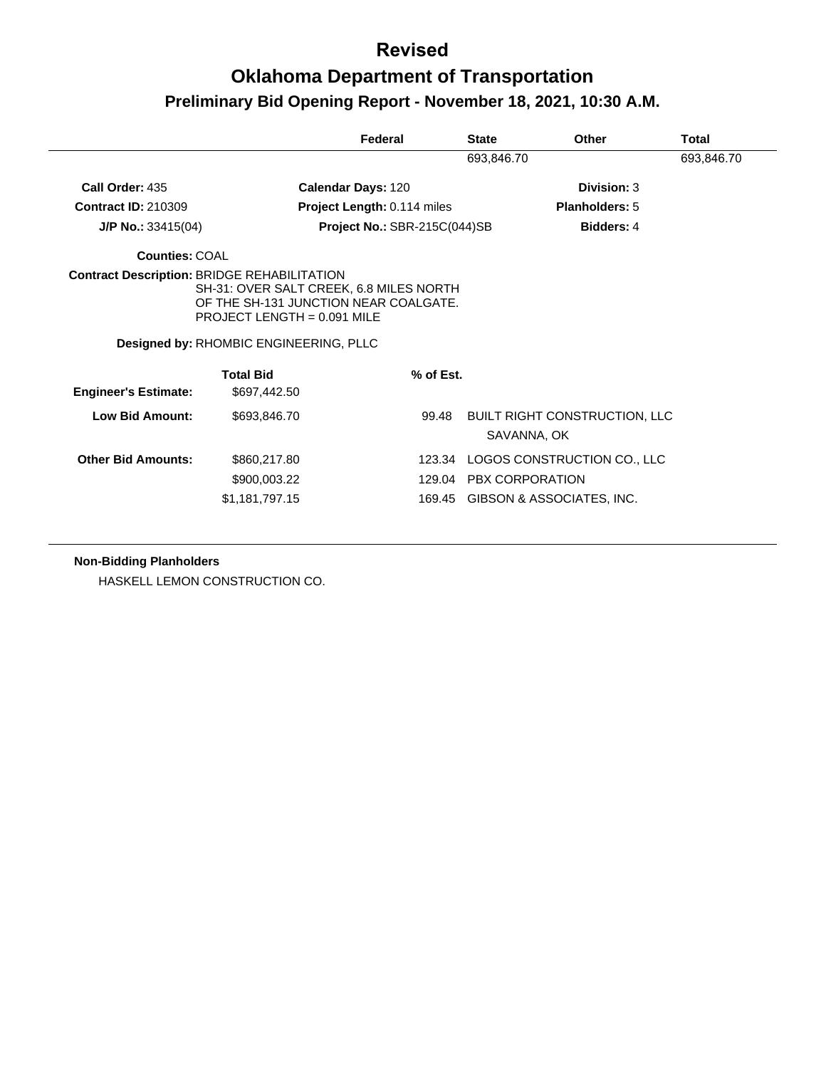# Revised

# Oklahoma Department of Transportation

## Preliminary Bid Opening Report - November 18, 2021, 10:30 A.M.

| | Federal | State | Other | Total |
|---|---|---|---|---|
| | | 693,846.70 | | 693,846.70 |

**Call Order:** 435 **Calendar Days:** 120 **Division:** 3

**Contract ID:** 210309 **Project Length:** 0.114 miles **Planholders:** 5

**J/P No.:** 33415(04) **Project No.:** SBR-215C(044)SB **Bidders:** 4

**Counties:** COAL

**Contract Description:** BRIDGE REHABILITATION
SH-31: OVER SALT CREEK, 6.8 MILES NORTH OF THE SH-131 JUNCTION NEAR COALGATE.
PROJECT LENGTH = 0.091 MILE

**Designed by:** RHOMBIC ENGINEERING, PLLC

| | Total Bid | % of Est. | |
|---|---|---|---|
| **Engineer's Estimate:** | $697,442.50 | | |
| **Low Bid Amount:** | $693,846.70 | 99.48 | BUILT RIGHT CONSTRUCTION, LLC<br>SAVANNA, OK |
| **Other Bid Amounts:** | $860,217.80 | 123.34 | LOGOS CONSTRUCTION CO., LLC |
| | $900,003.22 | 129.04 | PBX CORPORATION |
| | $1,181,797.15 | 169.45 | GIBSON & ASSOCIATES, INC. |

**Non-Bidding Planholders**

HASKELL LEMON CONSTRUCTION CO.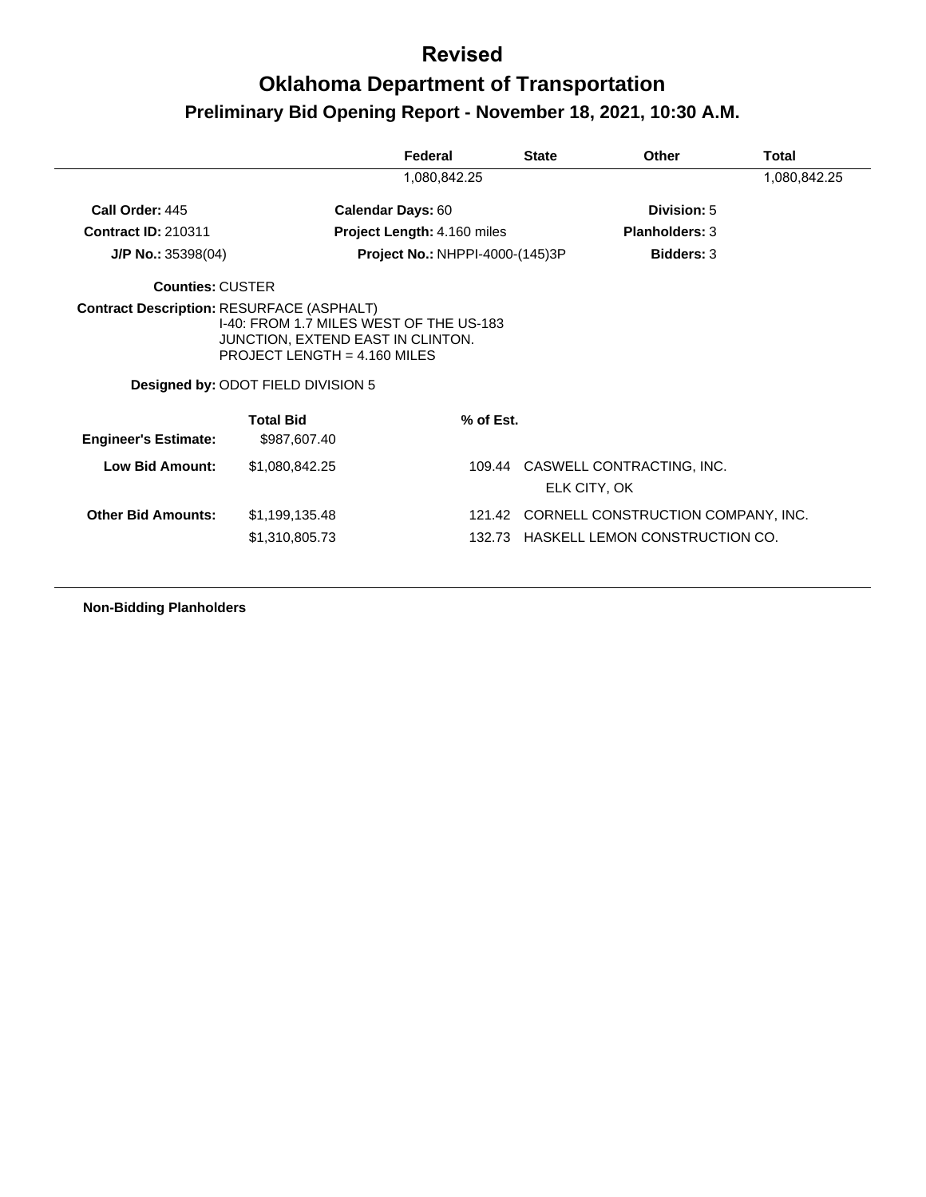# Revised

# Oklahoma Department of Transportation

## Preliminary Bid Opening Report - November 18, 2021, 10:30 A.M.

| | Federal | State | Other | Total |
|---|---|---|---|---|
| | 1,080,842.25 | | | 1,080,842.25 |

**Call Order:** 445 **Calendar Days:** 60 **Division:** 5

**Contract ID:** 210311 **Project Length:** 4.160 miles **Planholders:** 3

**J/P No.:** 35398(04) **Project No.:** NHPPI-4000-(145)3P **Bidders:** 3

**Counties:** CUSTER

**Contract Description:** RESURFACE (ASPHALT)
I-40: FROM 1.7 MILES WEST OF THE US-183 JUNCTION, EXTEND EAST IN CLINTON.
PROJECT LENGTH = 4.160 MILES

**Designed by:** ODOT FIELD DIVISION 5

| | Total Bid | % of Est. | |
|---|---|---|---|
| **Engineer's Estimate:** | $987,607.40 | | |
| **Low Bid Amount:** | $1,080,842.25 | 109.44 | CASWELL CONTRACTING, INC.<br>ELK CITY, OK |
| **Other Bid Amounts:** | $1,199,135.48 | 121.42 | CORNELL CONSTRUCTION COMPANY, INC. |
| | $1,310,805.73 | 132.73 | HASKELL LEMON CONSTRUCTION CO. |

**Non-Bidding Planholders**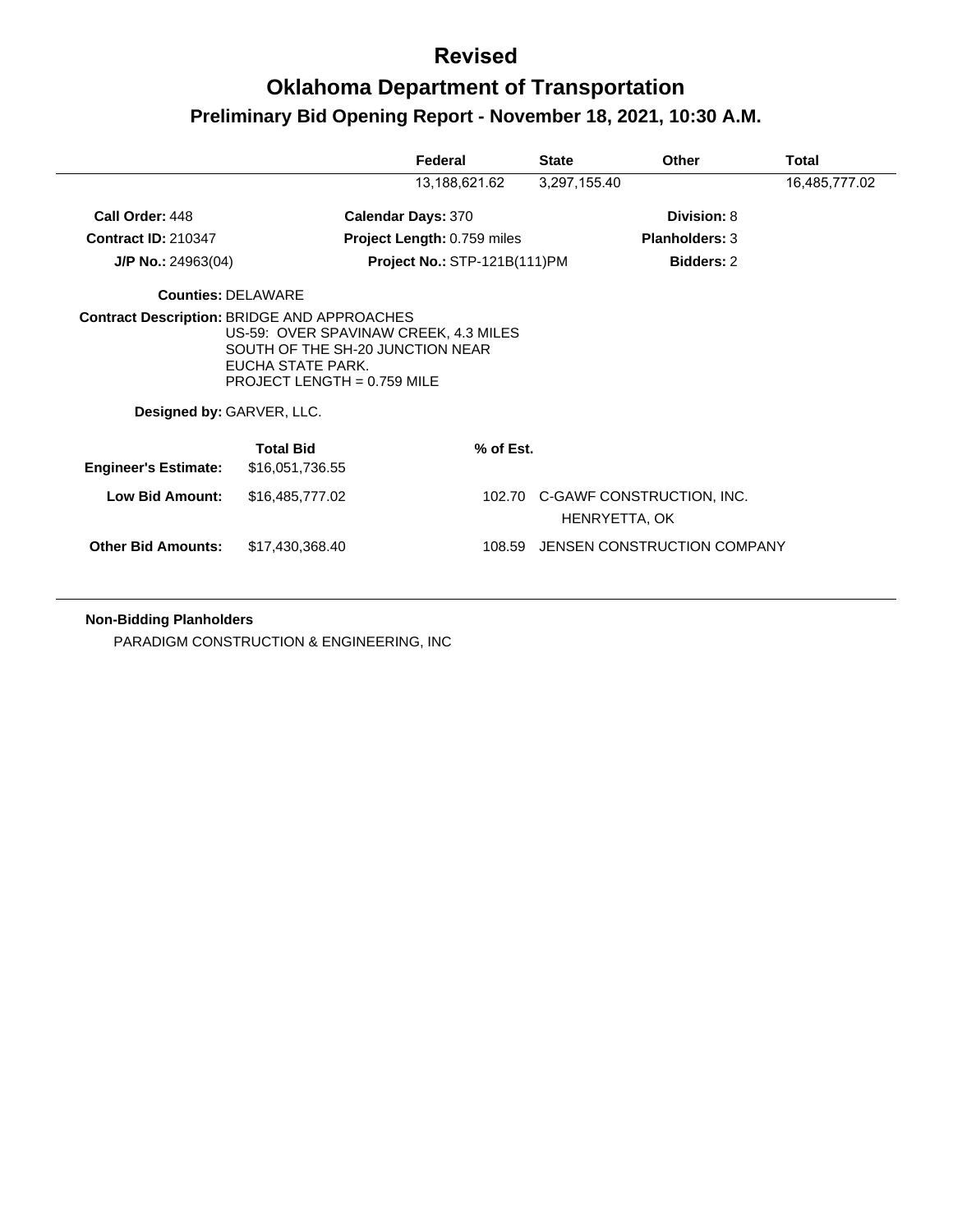# Revised

# Oklahoma Department of Transportation

## Preliminary Bid Opening Report - November 18, 2021, 10:30 A.M.

| Federal | State | Other | Total |
|---|---|---|---|
| 13,188,621.62 | 3,297,155.40 | | 16,485,777.02 |

**Call Order:** 448  **Calendar Days:** 370  **Division:** 8

**Contract ID:** 210347  **Project Length:** 0.759 miles  **Planholders:** 3

**J/P No.:** 24963(04)  **Project No.:** STP-121B(111)PM  **Bidders:** 2

**Counties:** DELAWARE

**Contract Description:** BRIDGE AND APPROACHES
US-59: OVER SPAVINAW CREEK, 4.3 MILES
SOUTH OF THE SH-20 JUNCTION NEAR
EUCHA STATE PARK.
PROJECT LENGTH = 0.759 MILE

**Designed by:** GARVER, LLC.

| | Total Bid | % of Est. | |
|---|---|---|---|
| **Engineer's Estimate:** | $16,051,736.55 | | |
| **Low Bid Amount:** | $16,485,777.02 | 102.70 | C-GAWF CONSTRUCTION, INC. HENRYETTA, OK |
| **Other Bid Amounts:** | $17,430,368.40 | 108.59 | JENSEN CONSTRUCTION COMPANY |

**Non-Bidding Planholders**

PARADIGM CONSTRUCTION & ENGINEERING, INC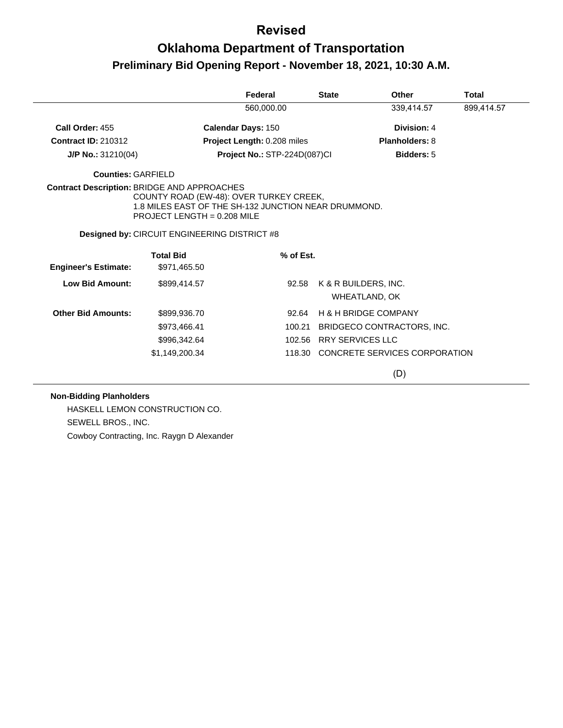# Revised

# Oklahoma Department of Transportation

## Preliminary Bid Opening Report - November 18, 2021, 10:30 A.M.

| | Federal | State | Other | Total |
|---|---|---|---|---|
| | 560,000.00 | | 339,414.57 | 899,414.57 |

**Call Order:** 455 **Calendar Days:** 150 **Division:** 4

**Contract ID:** 210312 **Project Length:** 0.208 miles **Planholders:** 8

**J/P No.:** 31210(04) **Project No.:** STP-224D(087)CI **Bidders:** 5

**Counties:** GARFIELD

**Contract Description:** BRIDGE AND APPROACHES
COUNTY ROAD (EW-48): OVER TURKEY CREEK,
1.8 MILES EAST OF THE SH-132 JUNCTION NEAR DRUMMOND.
PROJECT LENGTH = 0.208 MILE

**Designed by:** CIRCUIT ENGINEERING DISTRICT #8

| | Total Bid | % of Est. | |
|---|---|---|---|
| **Engineer's Estimate:** | $971,465.50 | | |
| **Low Bid Amount:** | $899,414.57 | 92.58 | K & R BUILDERS, INC.<br>WHEATLAND, OK |
| **Other Bid Amounts:** | $899,936.70 | 92.64 | H & H BRIDGE COMPANY |
| | $973,466.41 | 100.21 | BRIDGECO CONTRACTORS, INC. |
| | $996,342.64 | 102.56 | RRY SERVICES LLC |
| | $1,149,200.34 | 118.30 | CONCRETE SERVICES CORPORATION |

(D)

**Non-Bidding Planholders**

HASKELL LEMON CONSTRUCTION CO.

SEWELL BROS., INC.

Cowboy Contracting, Inc. Raygn D Alexander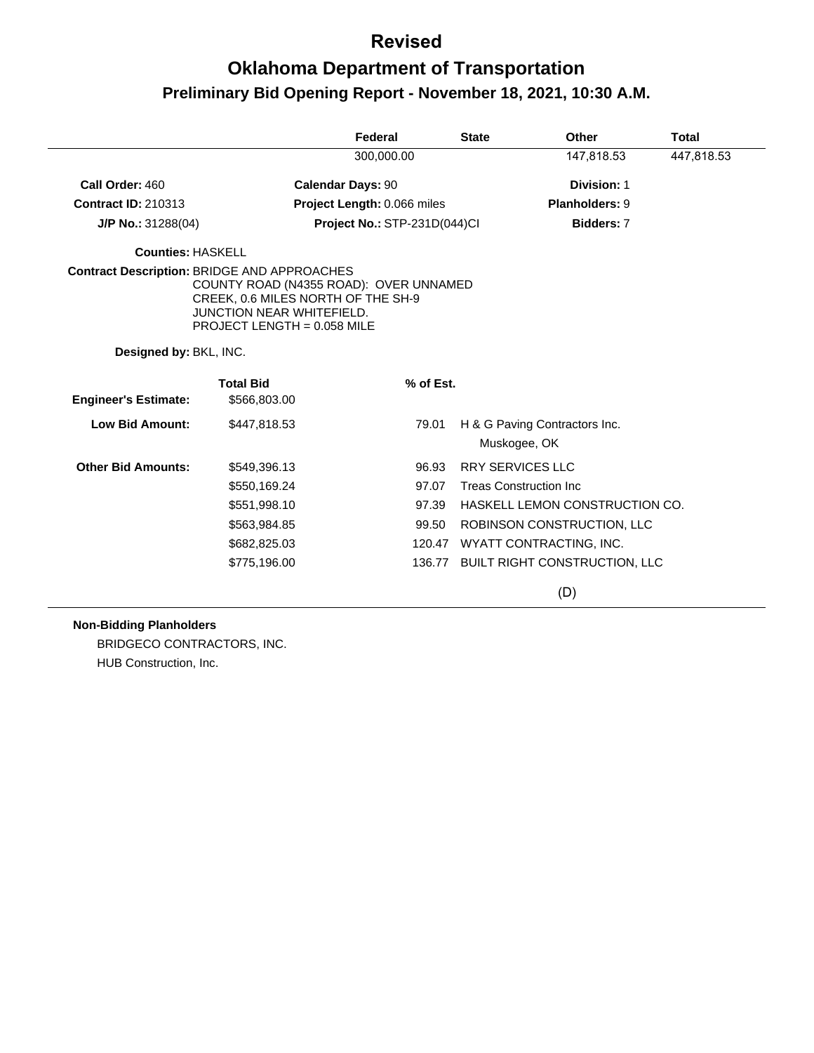# Revised

# Oklahoma Department of Transportation

## Preliminary Bid Opening Report - November 18, 2021, 10:30 A.M.

| | Federal | State | Other | Total |
|---|---|---|---|---|
| | 300,000.00 | | 147,818.53 | 447,818.53 |

**Call Order:** 460  **Calendar Days:** 90  **Division:** 1

**Contract ID:** 210313  **Project Length:** 0.066 miles  **Planholders:** 9

**J/P No.:** 31288(04)  **Project No.:** STP-231D(044)CI  **Bidders:** 7

**Counties:** HASKELL

**Contract Description:** BRIDGE AND APPROACHES
COUNTY ROAD (N4355 ROAD): OVER UNNAMED CREEK, 0.6 MILES NORTH OF THE SH-9 JUNCTION NEAR WHITEFIELD.
PROJECT LENGTH = 0.058 MILE

**Designed by:** BKL, INC.

| | Total Bid | % of Est. | |
|---|---|---|---|
| **Engineer's Estimate:** | $566,803.00 | | |
| **Low Bid Amount:** | $447,818.53 | 79.01 | H & G Paving Contractors Inc.<br>Muskogee, OK |
| **Other Bid Amounts:** | $549,396.13 | 96.93 | RRY SERVICES LLC |
| | $550,169.24 | 97.07 | Treas Construction Inc |
| | $551,998.10 | 97.39 | HASKELL LEMON CONSTRUCTION CO. |
| | $563,984.85 | 99.50 | ROBINSON CONSTRUCTION, LLC |
| | $682,825.03 | 120.47 | WYATT CONTRACTING, INC. |
| | $775,196.00 | 136.77 | BUILT RIGHT CONSTRUCTION, LLC |

(D)

**Non-Bidding Planholders**

BRIDGECO CONTRACTORS, INC.

HUB Construction, Inc.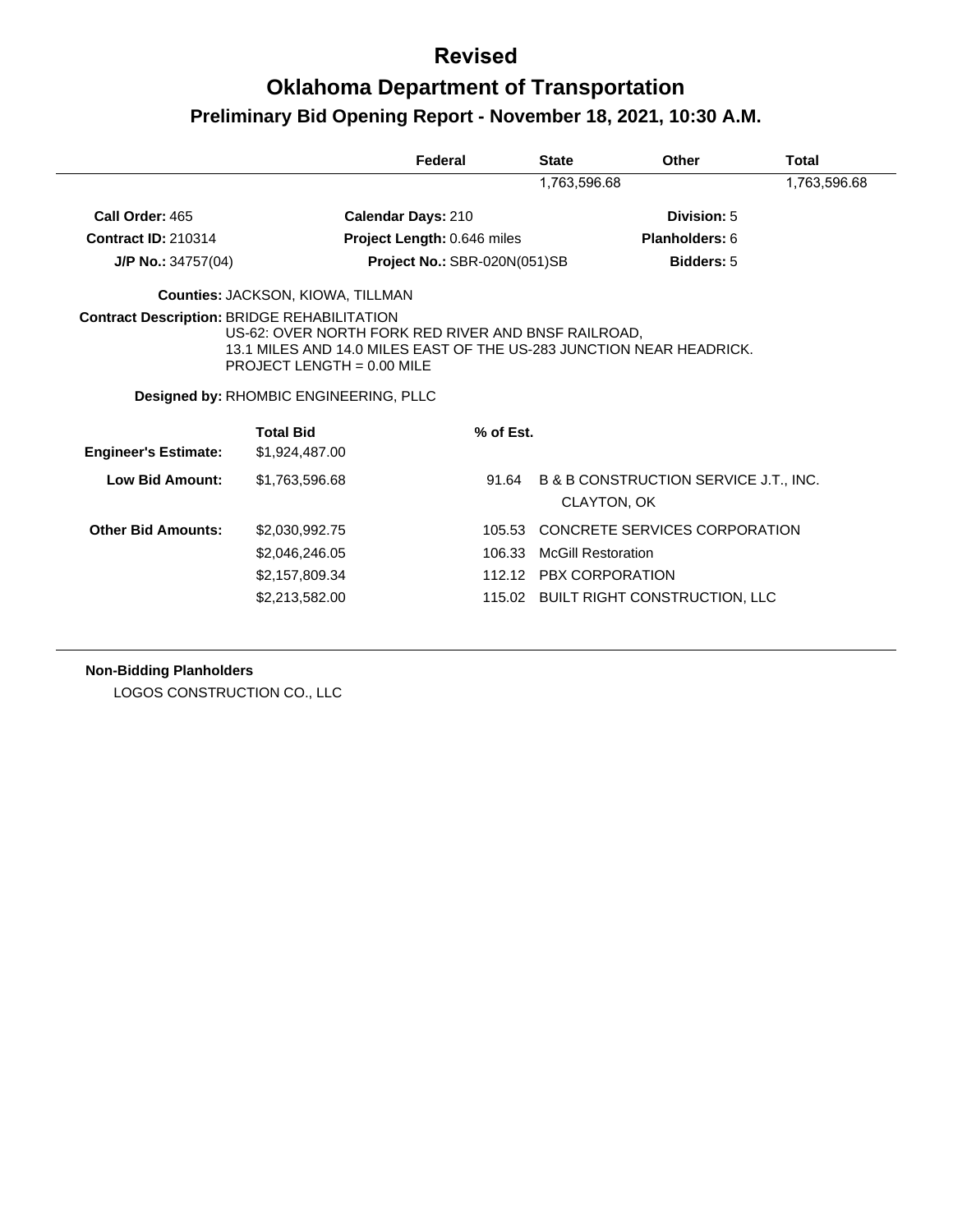# Revised

# Oklahoma Department of Transportation

## Preliminary Bid Opening Report - November 18, 2021, 10:30 A.M.

| | Federal | State | Other | Total |
|---|---|---|---|---|
| | | 1,763,596.68 | | 1,763,596.68 |

**Call Order:** 465 | **Calendar Days:** 210 | **Division:** 5

**Contract ID:** 210314 | **Project Length:** 0.646 miles | **Planholders:** 6

**J/P No.:** 34757(04) | **Project No.:** SBR-020N(051)SB | **Bidders:** 5

**Counties:** JACKSON, KIOWA, TILLMAN

**Contract Description:** BRIDGE REHABILITATION
US-62: OVER NORTH FORK RED RIVER AND BNSF RAILROAD,
13.1 MILES AND 14.0 MILES EAST OF THE US-283 JUNCTION NEAR HEADRICK.
PROJECT LENGTH = 0.00 MILE

**Designed by:** RHOMBIC ENGINEERING, PLLC

| | Total Bid | % of Est. | |
|---|---|---|---|
| **Engineer's Estimate:** | $1,924,487.00 | | |
| **Low Bid Amount:** | $1,763,596.68 | 91.64 | B & B CONSTRUCTION SERVICE J.T., INC. CLAYTON, OK |
| **Other Bid Amounts:** | $2,030,992.75 | 105.53 | CONCRETE SERVICES CORPORATION |
| | $2,046,246.05 | 106.33 | McGill Restoration |
| | $2,157,809.34 | 112.12 | PBX CORPORATION |
| | $2,213,582.00 | 115.02 | BUILT RIGHT CONSTRUCTION, LLC |

**Non-Bidding Planholders**

LOGOS CONSTRUCTION CO., LLC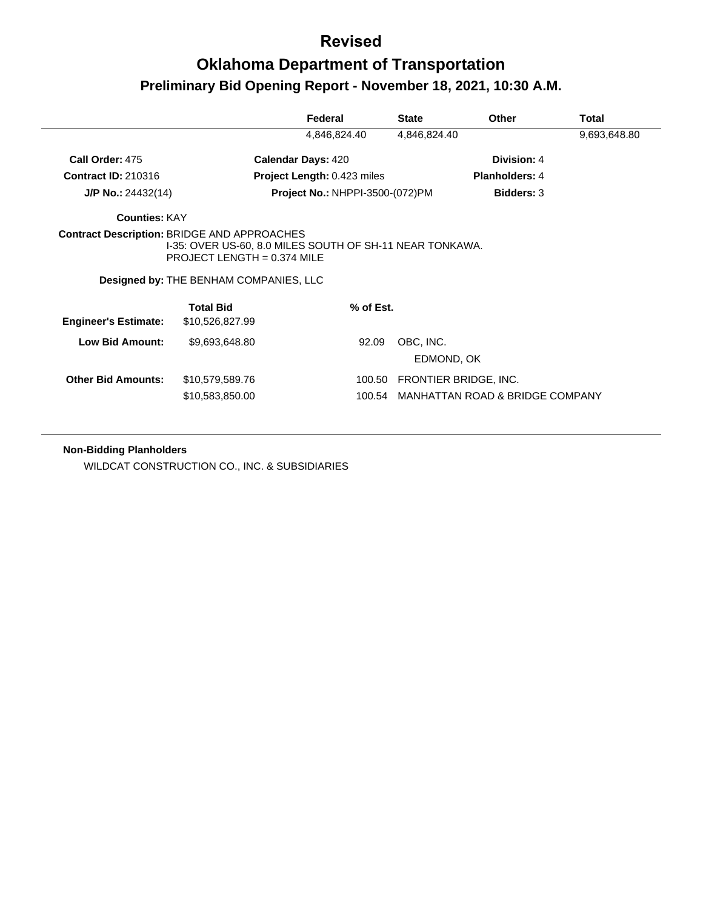# Revised

# Oklahoma Department of Transportation

## Preliminary Bid Opening Report - November 18, 2021, 10:30 A.M.

| Federal | State | Other | Total |
|---|---|---|---|
| 4,846,824.40 | 4,846,824.40 | | 9,693,648.80 |

**Call Order:** 475 **Calendar Days:** 420 **Division:** 4

**Contract ID:** 210316 **Project Length:** 0.423 miles **Planholders:** 4

**J/P No.:** 24432(14) **Project No.:** NHPPI-3500-(072)PM **Bidders:** 3

**Counties:** KAY

**Contract Description:** BRIDGE AND APPROACHES
I-35: OVER US-60, 8.0 MILES SOUTH OF SH-11 NEAR TONKAWA.
PROJECT LENGTH = 0.374 MILE

**Designed by:** THE BENHAM COMPANIES, LLC

| | Total Bid | % of Est. | |
|---|---|---|---|
| **Engineer's Estimate:** | $10,526,827.99 | | |
| **Low Bid Amount:** | $9,693,648.80 | 92.09 | OBC, INC.<br>EDMOND, OK |
| **Other Bid Amounts:** | $10,579,589.76 | 100.50 | FRONTIER BRIDGE, INC. |
| | $10,583,850.00 | 100.54 | MANHATTAN ROAD & BRIDGE COMPANY |

**Non-Bidding Planholders**

WILDCAT CONSTRUCTION CO., INC. & SUBSIDIARIES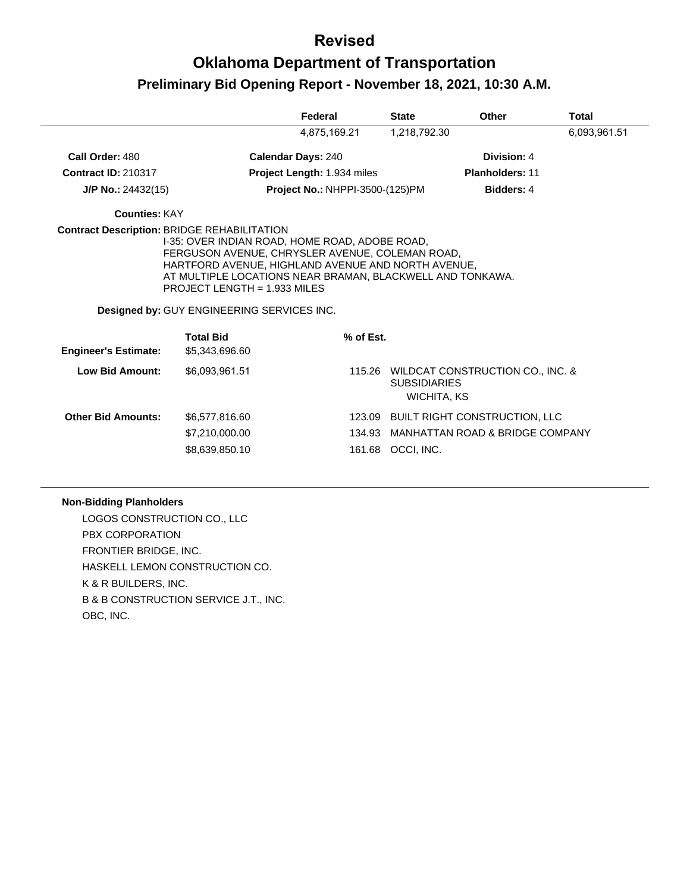# Revised

# Oklahoma Department of Transportation

## Preliminary Bid Opening Report - November 18, 2021, 10:30 A.M.

| | Federal | State | Other | Total |
|---|---|---|---|---|
| | 4,875,169.21 | 1,218,792.30 | | 6,093,961.51 |

**Call Order:** 480 | **Calendar Days:** 240 | **Division:** 4

**Contract ID:** 210317 | **Project Length:** 1.934 miles | **Planholders:** 11

**J/P No.:** 24432(15) | **Project No.:** NHPPI-3500-(125)PM | **Bidders:** 4

**Counties:** KAY

**Contract Description:** BRIDGE REHABILITATION
I-35: OVER INDIAN ROAD, HOME ROAD, ADOBE ROAD, FERGUSON AVENUE, CHRYSLER AVENUE, COLEMAN ROAD, HARTFORD AVENUE, HIGHLAND AVENUE AND NORTH AVENUE, AT MULTIPLE LOCATIONS NEAR BRAMAN, BLACKWELL AND TONKAWA.
PROJECT LENGTH = 1.933 MILES

**Designed by:** GUY ENGINEERING SERVICES INC.

| | Total Bid | % of Est. | |
|---|---|---|---|
| **Engineer's Estimate:** | $5,343,696.60 | | |
| **Low Bid Amount:** | $6,093,961.51 | 115.26 | WILDCAT CONSTRUCTION CO., INC. & SUBSIDIARIES WICHITA, KS |
| **Other Bid Amounts:** | $6,577,816.60 | 123.09 | BUILT RIGHT CONSTRUCTION, LLC |
| | $7,210,000.00 | 134.93 | MANHATTAN ROAD & BRIDGE COMPANY |
| | $8,639,850.10 | 161.68 | OCCI, INC. |

**Non-Bidding Planholders**

LOGOS CONSTRUCTION CO., LLC
PBX CORPORATION
FRONTIER BRIDGE, INC.
HASKELL LEMON CONSTRUCTION CO.
K & R BUILDERS, INC.
B & B CONSTRUCTION SERVICE J.T., INC.
OBC, INC.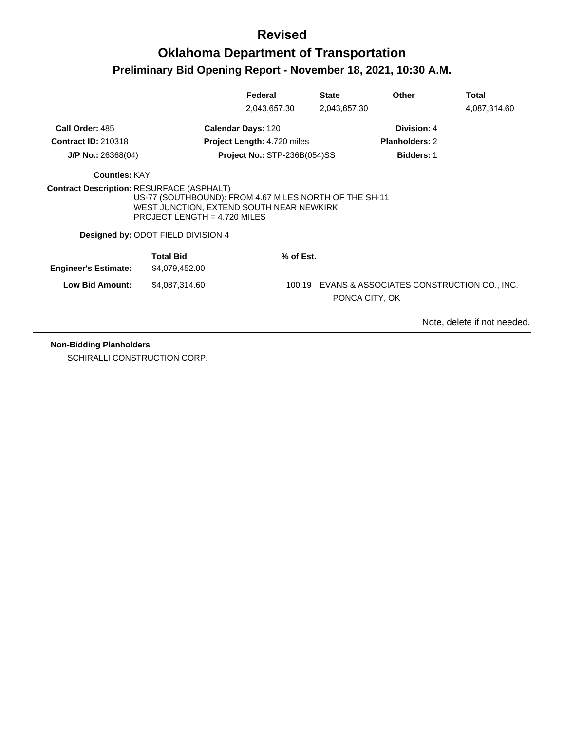# Revised

# Oklahoma Department of Transportation

## Preliminary Bid Opening Report - November 18, 2021, 10:30 A.M.

| | Federal | State | Other | Total |
|---|---|---|---|---|
| | 2,043,657.30 | 2,043,657.30 | | 4,087,314.60 |

**Call Order:** 485 **Calendar Days:** 120 **Division:** 4

**Contract ID:** 210318 **Project Length:** 4.720 miles **Planholders:** 2

**J/P No.:** 26368(04) **Project No.:** STP-236B(054)SS **Bidders:** 1

**Counties:** KAY

**Contract Description:** RESURFACE (ASPHALT)
US-77 (SOUTHBOUND): FROM 4.67 MILES NORTH OF THE SH-11 WEST JUNCTION, EXTEND SOUTH NEAR NEWKIRK.
PROJECT LENGTH = 4.720 MILES

**Designed by:** ODOT FIELD DIVISION 4

| | Total Bid | % of Est. | |
|---|---|---|---|
| **Engineer's Estimate:** | $4,079,452.00 | | |
| **Low Bid Amount:** | $4,087,314.60 | 100.19 | EVANS & ASSOCIATES CONSTRUCTION CO., INC.<br>PONCA CITY, OK |

Note, delete if not needed.

**Non-Bidding Planholders**

SCHIRALLI CONSTRUCTION CORP.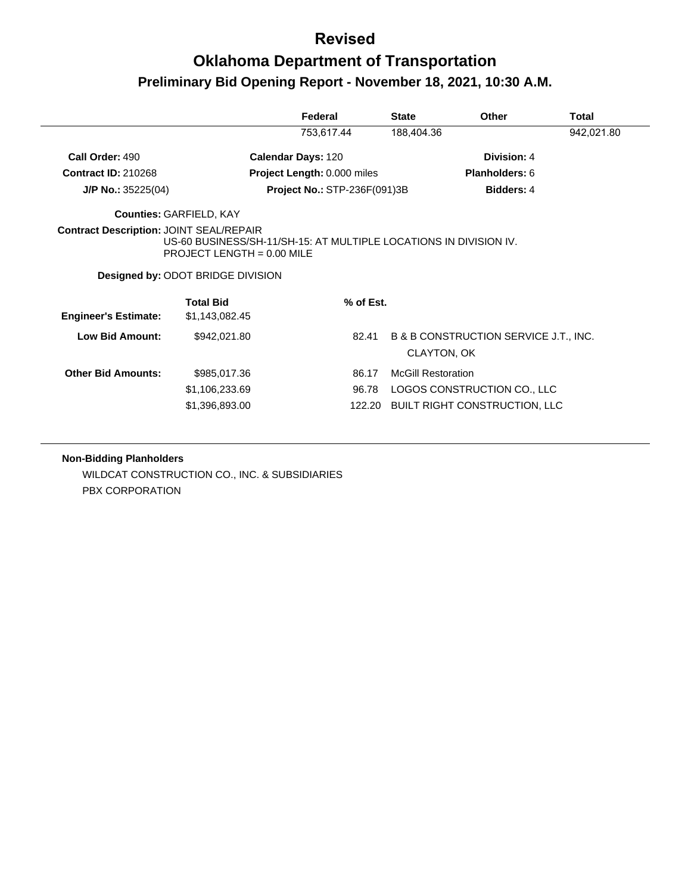# Revised

# Oklahoma Department of Transportation

## Preliminary Bid Opening Report - November 18, 2021, 10:30 A.M.

| | Federal | State | Other | Total |
|---|---|---|---|---|
| | 753,617.44 | 188,404.36 | | 942,021.80 |

**Call Order:** 490 **Calendar Days:** 120 **Division:** 4

**Contract ID:** 210268 **Project Length:** 0.000 miles **Planholders:** 6

**J/P No.:** 35225(04) **Project No.:** STP-236F(091)3B **Bidders:** 4

**Counties:** GARFIELD, KAY

**Contract Description:** JOINT SEAL/REPAIR
US-60 BUSINESS/SH-11/SH-15: AT MULTIPLE LOCATIONS IN DIVISION IV.
PROJECT LENGTH = 0.00 MILE

**Designed by:** ODOT BRIDGE DIVISION

| | Total Bid | % of Est. | |
|---|---|---|---|
| **Engineer's Estimate:** | $1,143,082.45 | | |
| **Low Bid Amount:** | $942,021.80 | 82.41 | B & B CONSTRUCTION SERVICE J.T., INC.<br>CLAYTON, OK |
| **Other Bid Amounts:** | $985,017.36 | 86.17 | McGill Restoration |
| | $1,106,233.69 | 96.78 | LOGOS CONSTRUCTION CO., LLC |
| | $1,396,893.00 | 122.20 | BUILT RIGHT CONSTRUCTION, LLC |

**Non-Bidding Planholders**

WILDCAT CONSTRUCTION CO., INC. & SUBSIDIARIES

PBX CORPORATION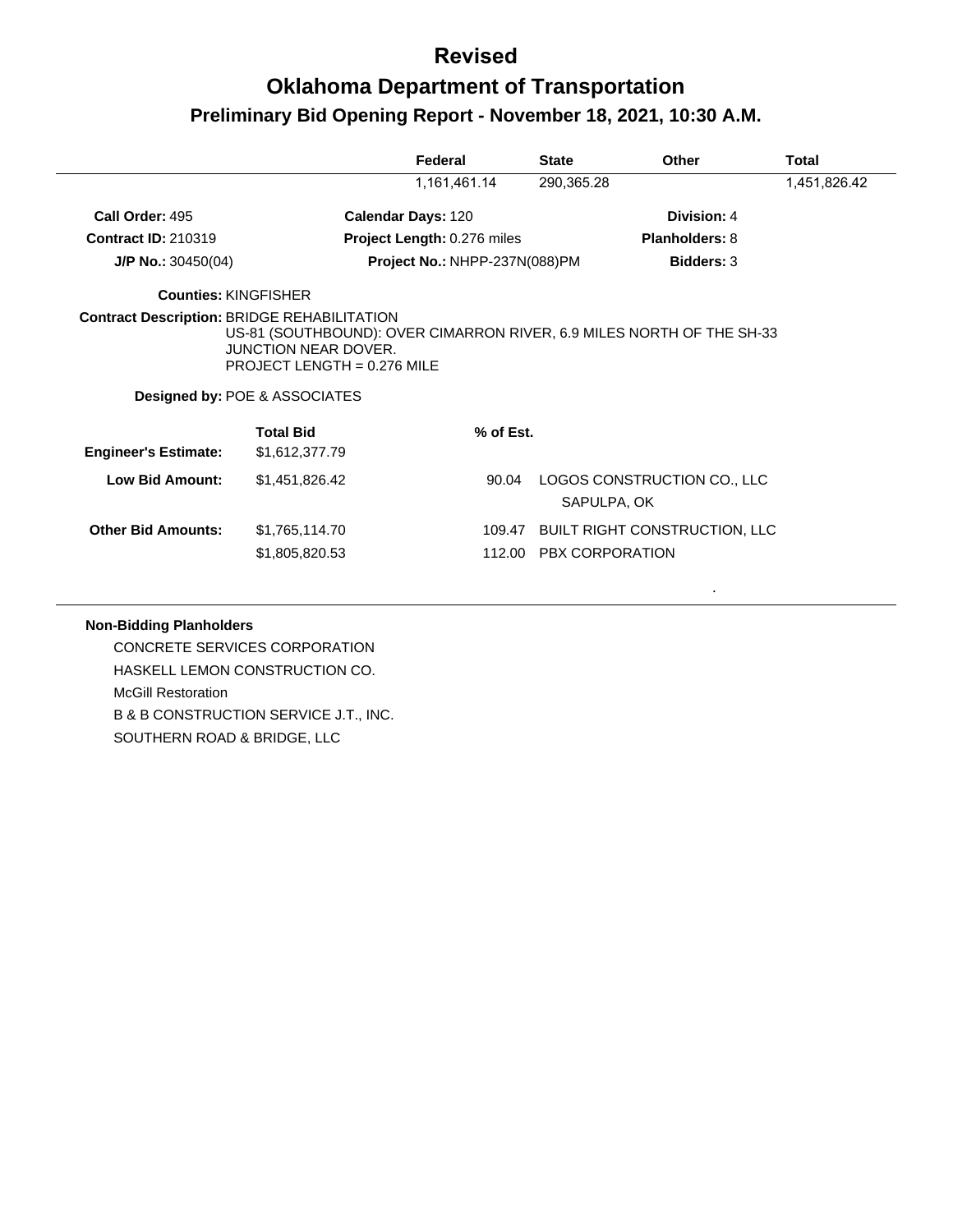# Revised

# Oklahoma Department of Transportation

## Preliminary Bid Opening Report - November 18, 2021, 10:30 A.M.

| Federal | State | Other | Total |
|---|---|---|---|
| 1,161,461.14 | 290,365.28 | | 1,451,826.42 |

**Call Order:** 495 | **Calendar Days:** 120 | **Division:** 4

**Contract ID:** 210319 | **Project Length:** 0.276 miles | **Planholders:** 8

**J/P No.:** 30450(04) | **Project No.:** NHPP-237N(088)PM | **Bidders:** 3

**Counties:** KINGFISHER

**Contract Description:** BRIDGE REHABILITATION
US-81 (SOUTHBOUND): OVER CIMARRON RIVER, 6.9 MILES NORTH OF THE SH-33 JUNCTION NEAR DOVER.
PROJECT LENGTH = 0.276 MILE

**Designed by:** POE & ASSOCIATES

| | Total Bid | % of Est. | |
|---|---|---|---|
| **Engineer's Estimate:** | $1,612,377.79 | | |
| **Low Bid Amount:** | $1,451,826.42 | 90.04 | LOGOS CONSTRUCTION CO., LLC<br>SAPULPA, OK |
| **Other Bid Amounts:** | $1,765,114.70 | 109.47 | BUILT RIGHT CONSTRUCTION, LLC |
| | $1,805,820.53 | 112.00 | PBX CORPORATION |

**Non-Bidding Planholders**

CONCRETE SERVICES CORPORATION
HASKELL LEMON CONSTRUCTION CO.
McGill Restoration
B & B CONSTRUCTION SERVICE J.T., INC.
SOUTHERN ROAD & BRIDGE, LLC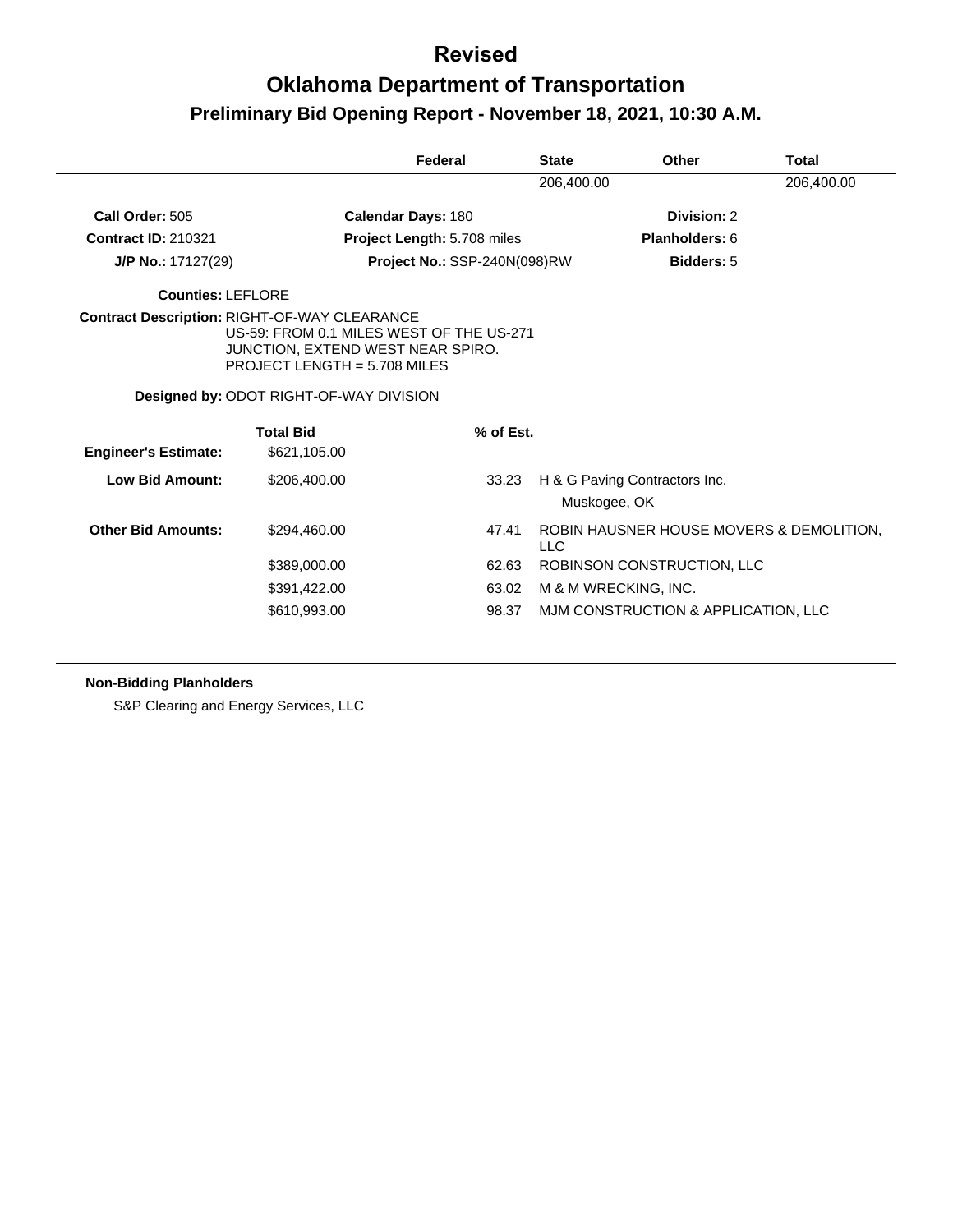# Revised

# Oklahoma Department of Transportation

## Preliminary Bid Opening Report - November 18, 2021, 10:30 A.M.

| Federal | State | Other | Total |
|---|---|---|---|
| | 206,400.00 | | 206,400.00 |

**Call Order:** 505 **Calendar Days:** 180 **Division:** 2

**Contract ID:** 210321 **Project Length:** 5.708 miles **Planholders:** 6

**J/P No.:** 17127(29) **Project No.:** SSP-240N(098)RW **Bidders:** 5

**Counties:** LEFLORE

**Contract Description:** RIGHT-OF-WAY CLEARANCE
US-59: FROM 0.1 MILES WEST OF THE US-271 JUNCTION, EXTEND WEST NEAR SPIRO.
PROJECT LENGTH = 5.708 MILES

**Designed by:** ODOT RIGHT-OF-WAY DIVISION

| | Total Bid | % of Est. | |
|---|---|---|---|
| **Engineer's Estimate:** | $621,105.00 | | |
| **Low Bid Amount:** | $206,400.00 | 33.23 | H & G Paving Contractors Inc.<br>Muskogee, OK |
| **Other Bid Amounts:** | $294,460.00 | 47.41 | ROBIN HAUSNER HOUSE MOVERS & DEMOLITION, LLC |
| | $389,000.00 | 62.63 | ROBINSON CONSTRUCTION, LLC |
| | $391,422.00 | 63.02 | M & M WRECKING, INC. |
| | $610,993.00 | 98.37 | MJM CONSTRUCTION & APPLICATION, LLC |

**Non-Bidding Planholders**

S&P Clearing and Energy Services, LLC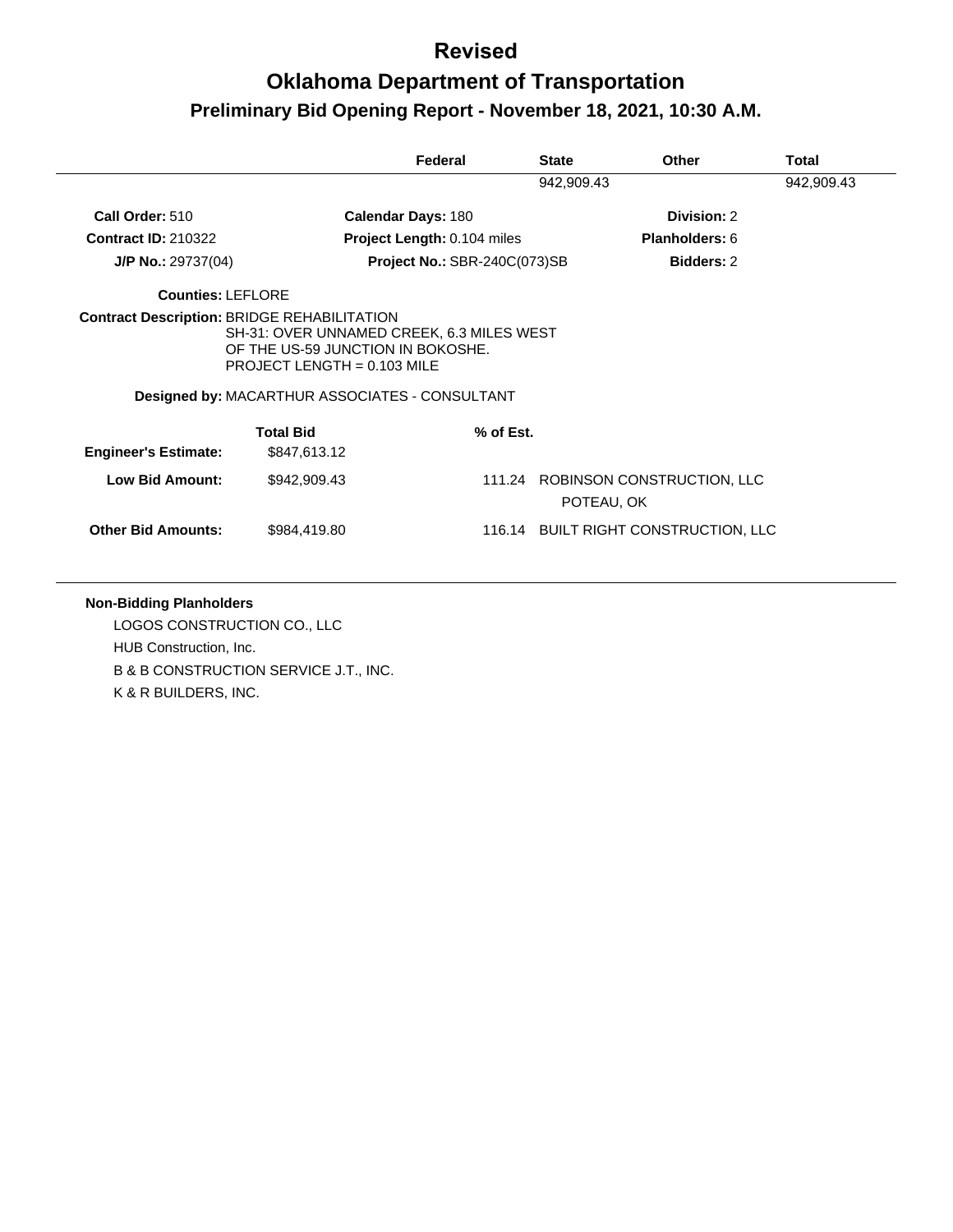# Revised

# Oklahoma Department of Transportation

## Preliminary Bid Opening Report - November 18, 2021, 10:30 A.M.

| | Federal | State | Other | Total |
|---|---|---|---|---|
| | | 942,909.43 | | 942,909.43 |

**Call Order:** 510 | **Calendar Days:** 180 | **Division:** 2

**Contract ID:** 210322 | **Project Length:** 0.104 miles | **Planholders:** 6

**J/P No.:** 29737(04) | **Project No.:** SBR-240C(073)SB | **Bidders:** 2

**Counties:** LEFLORE

**Contract Description:** BRIDGE REHABILITATION
SH-31: OVER UNNAMED CREEK, 6.3 MILES WEST OF THE US-59 JUNCTION IN BOKOSHE.
PROJECT LENGTH = 0.103 MILE

**Designed by:** MACARTHUR ASSOCIATES - CONSULTANT

| | Total Bid | % of Est. | |
|---|---|---|---|
| **Engineer's Estimate:** | $847,613.12 | | |
| **Low Bid Amount:** | $942,909.43 | 111.24 | ROBINSON CONSTRUCTION, LLC<br>POTEAU, OK |
| **Other Bid Amounts:** | $984,419.80 | 116.14 | BUILT RIGHT CONSTRUCTION, LLC |

**Non-Bidding Planholders**

LOGOS CONSTRUCTION CO., LLC

HUB Construction, Inc.

B & B CONSTRUCTION SERVICE J.T., INC.

K & R BUILDERS, INC.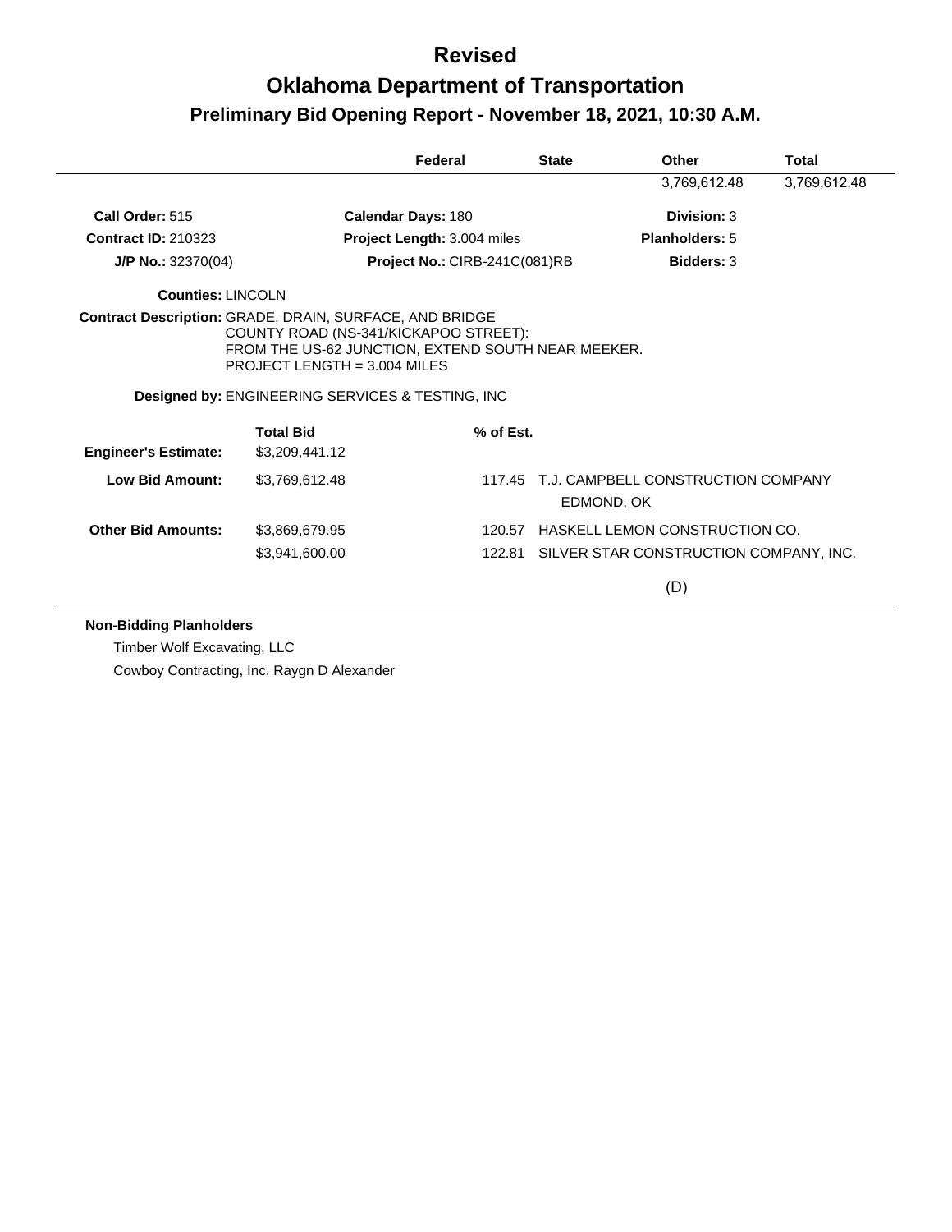# Revised

# Oklahoma Department of Transportation

## Preliminary Bid Opening Report - November 18, 2021, 10:30 A.M.

| | Federal | State | Other | Total |
|---|---|---|---|---|
| | | | 3,769,612.48 | 3,769,612.48 |

**Call Order:** 515 **Calendar Days:** 180 **Division:** 3

**Contract ID:** 210323 **Project Length:** 3.004 miles **Planholders:** 5

**J/P No.:** 32370(04) **Project No.:** CIRB-241C(081)RB **Bidders:** 3

**Counties:** LINCOLN

**Contract Description:** GRADE, DRAIN, SURFACE, AND BRIDGE
COUNTY ROAD (NS-341/KICKAPOO STREET):
FROM THE US-62 JUNCTION, EXTEND SOUTH NEAR MEEKER.
PROJECT LENGTH = 3.004 MILES

**Designed by:** ENGINEERING SERVICES & TESTING, INC

| | Total Bid | % of Est. | |
|---|---|---|---|
| **Engineer's Estimate:** | $3,209,441.12 | | |
| **Low Bid Amount:** | $3,769,612.48 | 117.45 | T.J. CAMPBELL CONSTRUCTION COMPANY EDMOND, OK |
| **Other Bid Amounts:** | $3,869,679.95 | 120.57 | HASKELL LEMON CONSTRUCTION CO. |
| | $3,941,600.00 | 122.81 | SILVER STAR CONSTRUCTION COMPANY, INC. |

(D)

**Non-Bidding Planholders**

Timber Wolf Excavating, LLC

Cowboy Contracting, Inc. Raygn D Alexander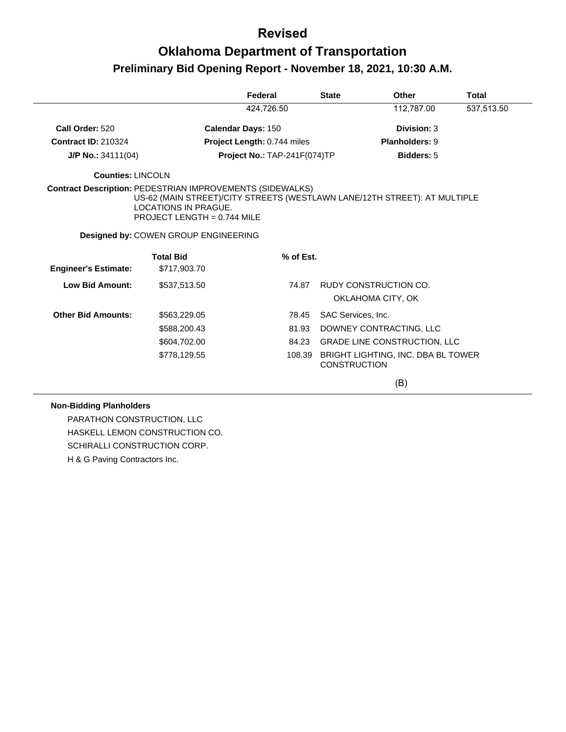# Revised

# Oklahoma Department of Transportation

## Preliminary Bid Opening Report - November 18, 2021, 10:30 A.M.

| Federal | State | Other | Total |
|---|---|---|---|
| 424,726.50 | | 112,787.00 | 537,513.50 |

**Call Order:** 520 **Calendar Days:** 150 **Division:** 3

**Contract ID:** 210324 **Project Length:** 0.744 miles **Planholders:** 9

**J/P No.:** 34111(04) **Project No.:** TAP-241F(074)TP **Bidders:** 5

**Counties:** LINCOLN

**Contract Description:** PEDESTRIAN IMPROVEMENTS (SIDEWALKS)
US-62 (MAIN STREET)/CITY STREETS (WESTLAWN LANE/12TH STREET): AT MULTIPLE LOCATIONS IN PRAGUE.
PROJECT LENGTH = 0.744 MILE

**Designed by:** COWEN GROUP ENGINEERING

| | Total Bid | % of Est. | |
|---|---|---|---|
| **Engineer's Estimate:** | $717,903.70 | | |
| **Low Bid Amount:** | $537,513.50 | 74.87 | RUDY CONSTRUCTION CO. OKLAHOMA CITY, OK |
| **Other Bid Amounts:** | $563,229.05 | 78.45 | SAC Services, Inc. |
| | $588,200.43 | 81.93 | DOWNEY CONTRACTING, LLC |
| | $604,702.00 | 84.23 | GRADE LINE CONSTRUCTION, LLC |
| | $778,129.55 | 108.39 | BRIGHT LIGHTING, INC. DBA BL TOWER CONSTRUCTION |

(B)

**Non-Bidding Planholders**

PARATHON CONSTRUCTION, LLC

HASKELL LEMON CONSTRUCTION CO.

SCHIRALLI CONSTRUCTION CORP.

H & G Paving Contractors Inc.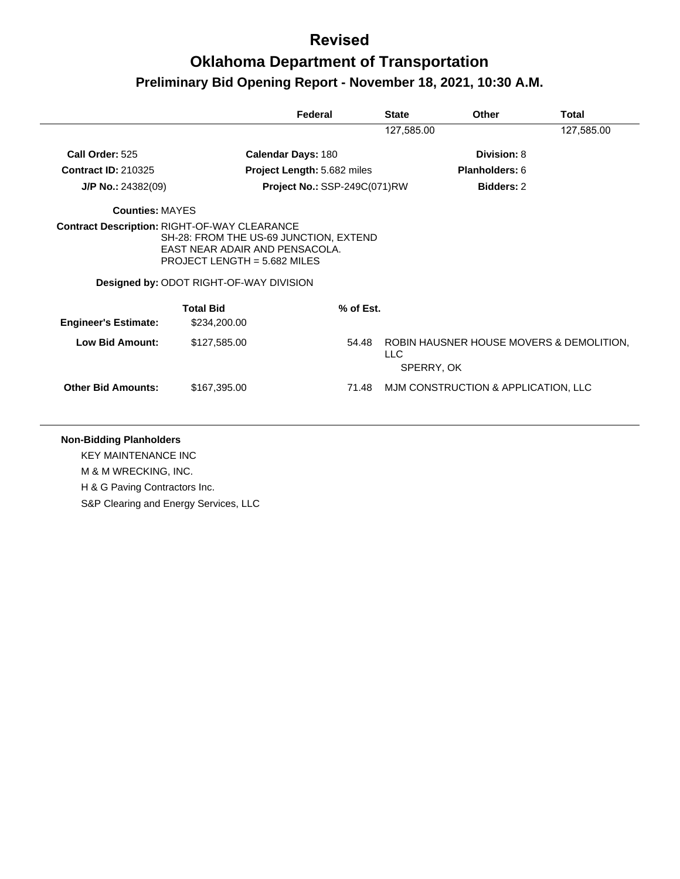# Revised

# Oklahoma Department of Transportation

## Preliminary Bid Opening Report - November 18, 2021, 10:30 A.M.

| Federal | State | Other | Total |
|---|---|---|---|
| | 127,585.00 | | 127,585.00 |

**Call Order:** 525 **Calendar Days:** 180 **Division:** 8

**Contract ID:** 210325 **Project Length:** 5.682 miles **Planholders:** 6

**J/P No.:** 24382(09) **Project No.:** SSP-249C(071)RW **Bidders:** 2

**Counties:** MAYES

**Contract Description:** RIGHT-OF-WAY CLEARANCE
SH-28: FROM THE US-69 JUNCTION, EXTEND
EAST NEAR ADAIR AND PENSACOLA.
PROJECT LENGTH = 5.682 MILES

**Designed by:** ODOT RIGHT-OF-WAY DIVISION

| | Total Bid | % of Est. | |
|---|---|---|---|
| **Engineer's Estimate:** | $234,200.00 | | |
| **Low Bid Amount:** | $127,585.00 | 54.48 | ROBIN HAUSNER HOUSE MOVERS & DEMOLITION, LLC<br>SPERRY, OK |
| **Other Bid Amounts:** | $167,395.00 | 71.48 | MJM CONSTRUCTION & APPLICATION, LLC |

**Non-Bidding Planholders**

KEY MAINTENANCE INC

M & M WRECKING, INC.

H & G Paving Contractors Inc.

S&P Clearing and Energy Services, LLC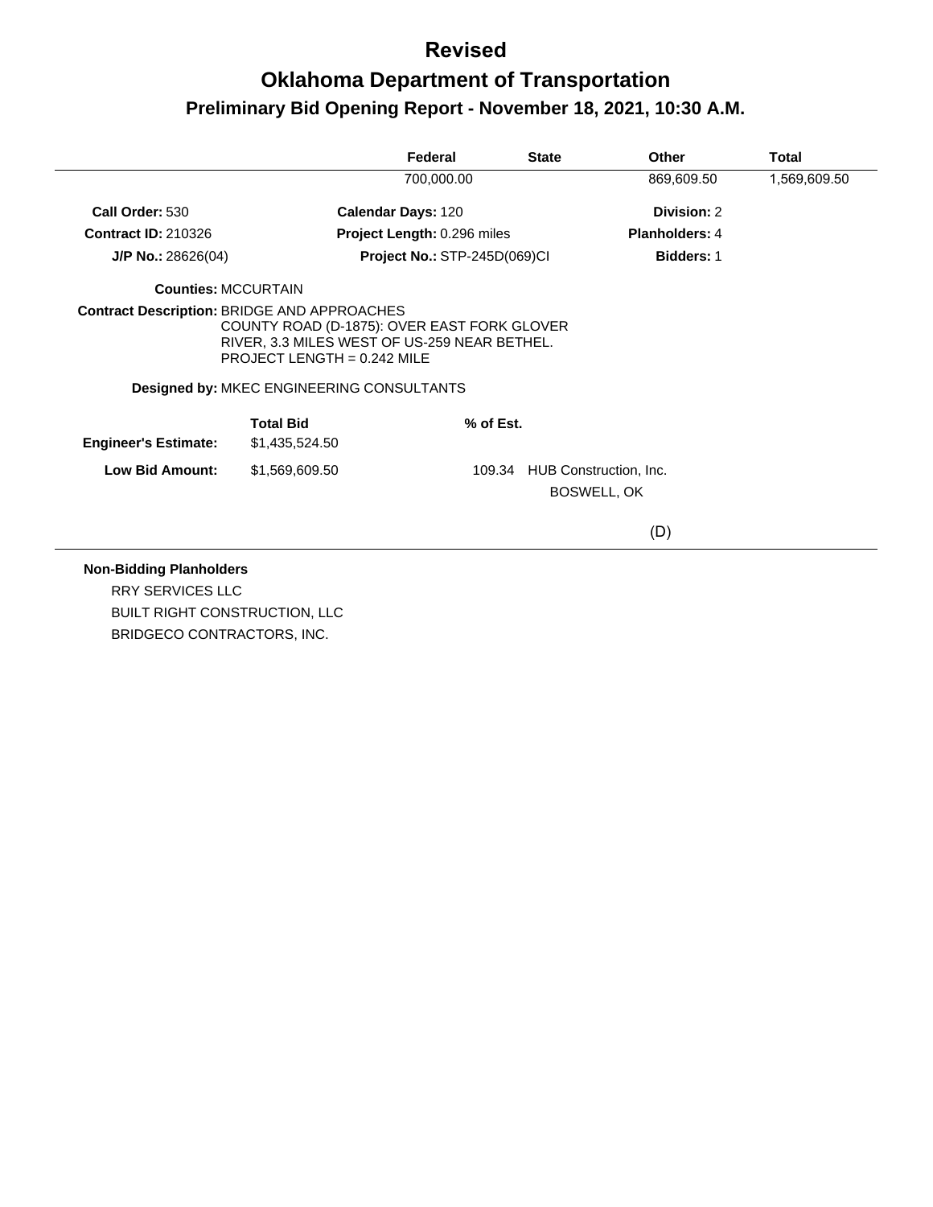# Revised

# Oklahoma Department of Transportation

## Preliminary Bid Opening Report - November 18, 2021, 10:30 A.M.

| | Federal | State | Other | Total |
|---|---|---|---|---|
| | 700,000.00 | | 869,609.50 | 1,569,609.50 |

**Call Order:** 530
**Calendar Days:** 120
**Division:** 2

**Contract ID:** 210326
**Project Length:** 0.296 miles
**Planholders:** 4

**J/P No.:** 28626(04)
**Project No.:** STP-245D(069)CI
**Bidders:** 1

**Counties:** MCCURTAIN

**Contract Description:** BRIDGE AND APPROACHES
COUNTY ROAD (D-1875): OVER EAST FORK GLOVER RIVER, 3.3 MILES WEST OF US-259 NEAR BETHEL.
PROJECT LENGTH = 0.242 MILE

**Designed by:** MKEC ENGINEERING CONSULTANTS

| | Total Bid | % of Est. | |
|---|---|---|---|
| **Engineer's Estimate:** | $1,435,524.50 | | |
| **Low Bid Amount:** | $1,569,609.50 | 109.34 | HUB Construction, Inc.<br>BOSWELL, OK<br><br>(D) |

**Non-Bidding Planholders**

RRY SERVICES LLC
BUILT RIGHT CONSTRUCTION, LLC
BRIDGECO CONTRACTORS, INC.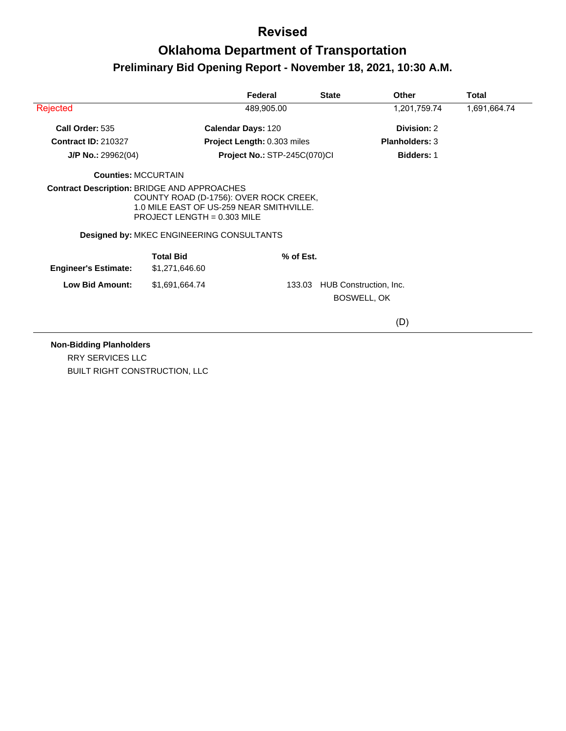# Revised

# Oklahoma Department of Transportation

## Preliminary Bid Opening Report - November 18, 2021, 10:30 A.M.

| | Federal | State | Other | Total |
|---|---|---|---|---|
| Rejected | 489,905.00 | | 1,201,759.74 | 1,691,664.74 |

**Call Order:** 535
**Calendar Days:** 120
**Division:** 2

**Contract ID:** 210327
**Project Length:** 0.303 miles
**Planholders:** 3

**J/P No.:** 29962(04)
**Project No.:** STP-245C(070)CI
**Bidders:** 1

**Counties:** MCCURTAIN

**Contract Description:** BRIDGE AND APPROACHES
COUNTY ROAD (D-1756): OVER ROCK CREEK,
1.0 MILE EAST OF US-259 NEAR SMITHVILLE.
PROJECT LENGTH = 0.303 MILE

**Designed by:** MKEC ENGINEERING CONSULTANTS

| | Total Bid | % of Est. | |
|---|---|---|---|
| **Engineer's Estimate:** | $1,271,646.60 | | |
| **Low Bid Amount:** | $1,691,664.74 | 133.03 | HUB Construction, Inc.<br>BOSWELL, OK |

(D)

**Non-Bidding Planholders**

RRY SERVICES LLC

BUILT RIGHT CONSTRUCTION, LLC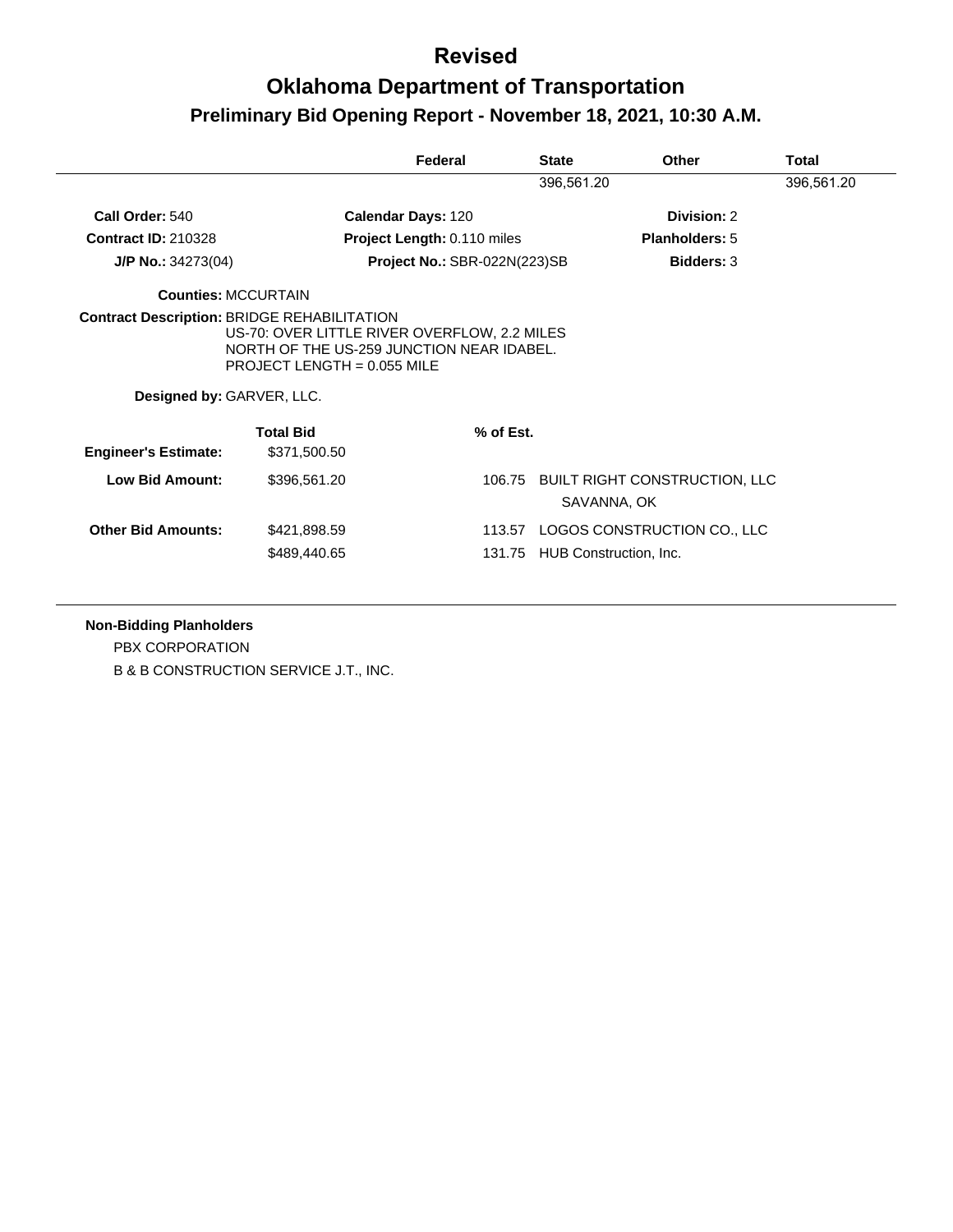# Revised

# Oklahoma Department of Transportation

## Preliminary Bid Opening Report - November 18, 2021, 10:30 A.M.

| Federal | State | Other | Total |
|---|---|---|---|
| | 396,561.20 | | 396,561.20 |

**Call Order:** 540 | **Calendar Days:** 120 | **Division:** 2

**Contract ID:** 210328 | **Project Length:** 0.110 miles | **Planholders:** 5

**J/P No.:** 34273(04) | **Project No.:** SBR-022N(223)SB | **Bidders:** 3

**Counties:** MCCURTAIN

**Contract Description:** BRIDGE REHABILITATION
US-70: OVER LITTLE RIVER OVERFLOW, 2.2 MILES NORTH OF THE US-259 JUNCTION NEAR IDABEL.
PROJECT LENGTH = 0.055 MILE

**Designed by:** GARVER, LLC.

| | Total Bid | % of Est. | |
|---|---|---|---|
| **Engineer's Estimate:** | $371,500.50 | | |
| **Low Bid Amount:** | $396,561.20 | 106.75 | BUILT RIGHT CONSTRUCTION, LLC<br>SAVANNA, OK |
| **Other Bid Amounts:** | $421,898.59 | 113.57 | LOGOS CONSTRUCTION CO., LLC |
| | $489,440.65 | 131.75 | HUB Construction, Inc. |

**Non-Bidding Planholders**

PBX CORPORATION

B & B CONSTRUCTION SERVICE J.T., INC.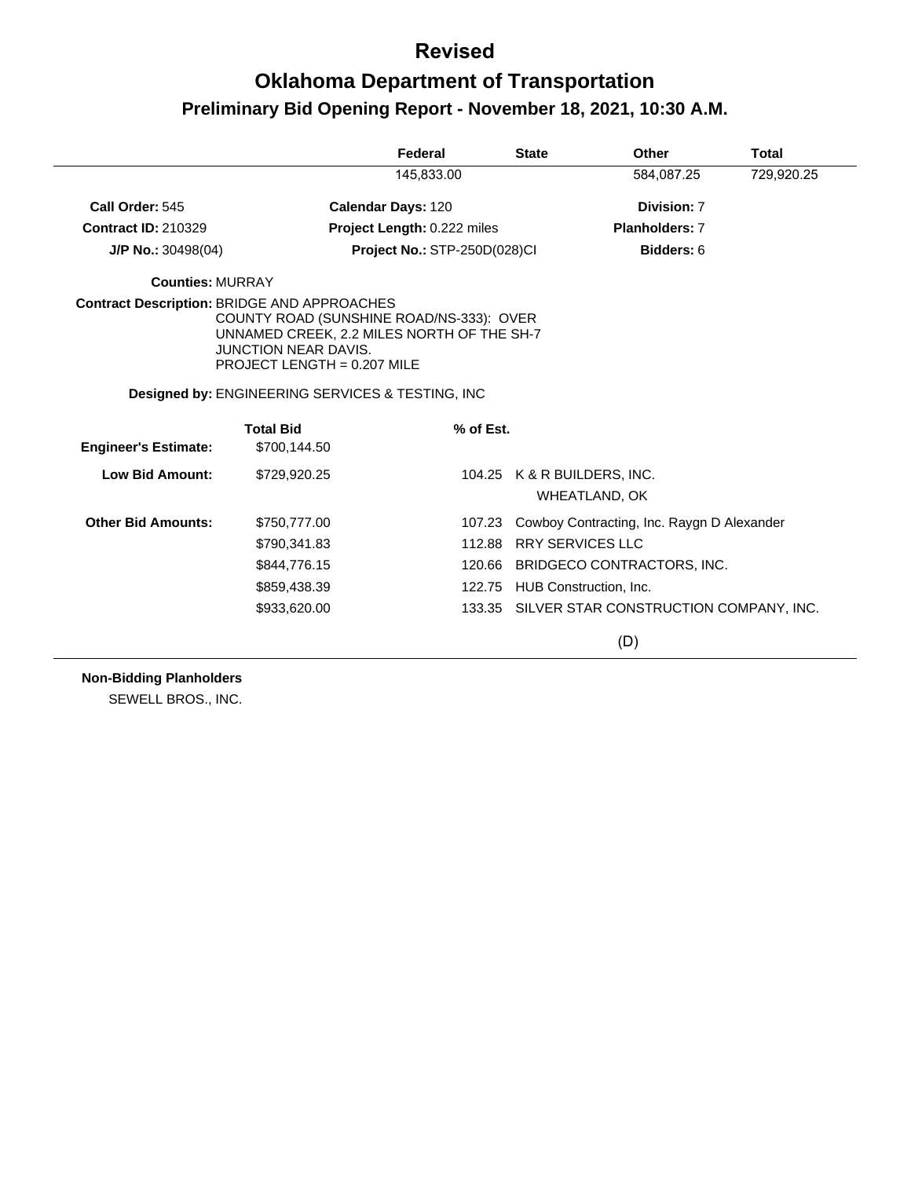# Revised

# Oklahoma Department of Transportation

## Preliminary Bid Opening Report - November 18, 2021, 10:30 A.M.

| Federal | State | Other | Total |
|---|---|---|---|
| 145,833.00 | | 584,087.25 | 729,920.25 |

**Call Order:** 545 | **Calendar Days:** 120 | **Division:** 7

**Contract ID:** 210329 | **Project Length:** 0.222 miles | **Planholders:** 7

**J/P No.:** 30498(04) | **Project No.:** STP-250D(028)CI | **Bidders:** 6

**Counties:** MURRAY

**Contract Description:** BRIDGE AND APPROACHES
COUNTY ROAD (SUNSHINE ROAD/NS-333): OVER UNNAMED CREEK, 2.2 MILES NORTH OF THE SH-7 JUNCTION NEAR DAVIS.
PROJECT LENGTH = 0.207 MILE

**Designed by:** ENGINEERING SERVICES & TESTING, INC

| | Total Bid | % of Est. | |
|---|---|---|---|
| **Engineer's Estimate:** | $700,144.50 | | |
| **Low Bid Amount:** | $729,920.25 | 104.25 | K & R BUILDERS, INC. WHEATLAND, OK |
| **Other Bid Amounts:** | $750,777.00 | 107.23 | Cowboy Contracting, Inc. Raygn D Alexander |
| | $790,341.83 | 112.88 | RRY SERVICES LLC |
| | $844,776.15 | 120.66 | BRIDGECO CONTRACTORS, INC. |
| | $859,438.39 | 122.75 | HUB Construction, Inc. |
| | $933,620.00 | 133.35 | SILVER STAR CONSTRUCTION COMPANY, INC. |

(D)

**Non-Bidding Planholders**

SEWELL BROS., INC.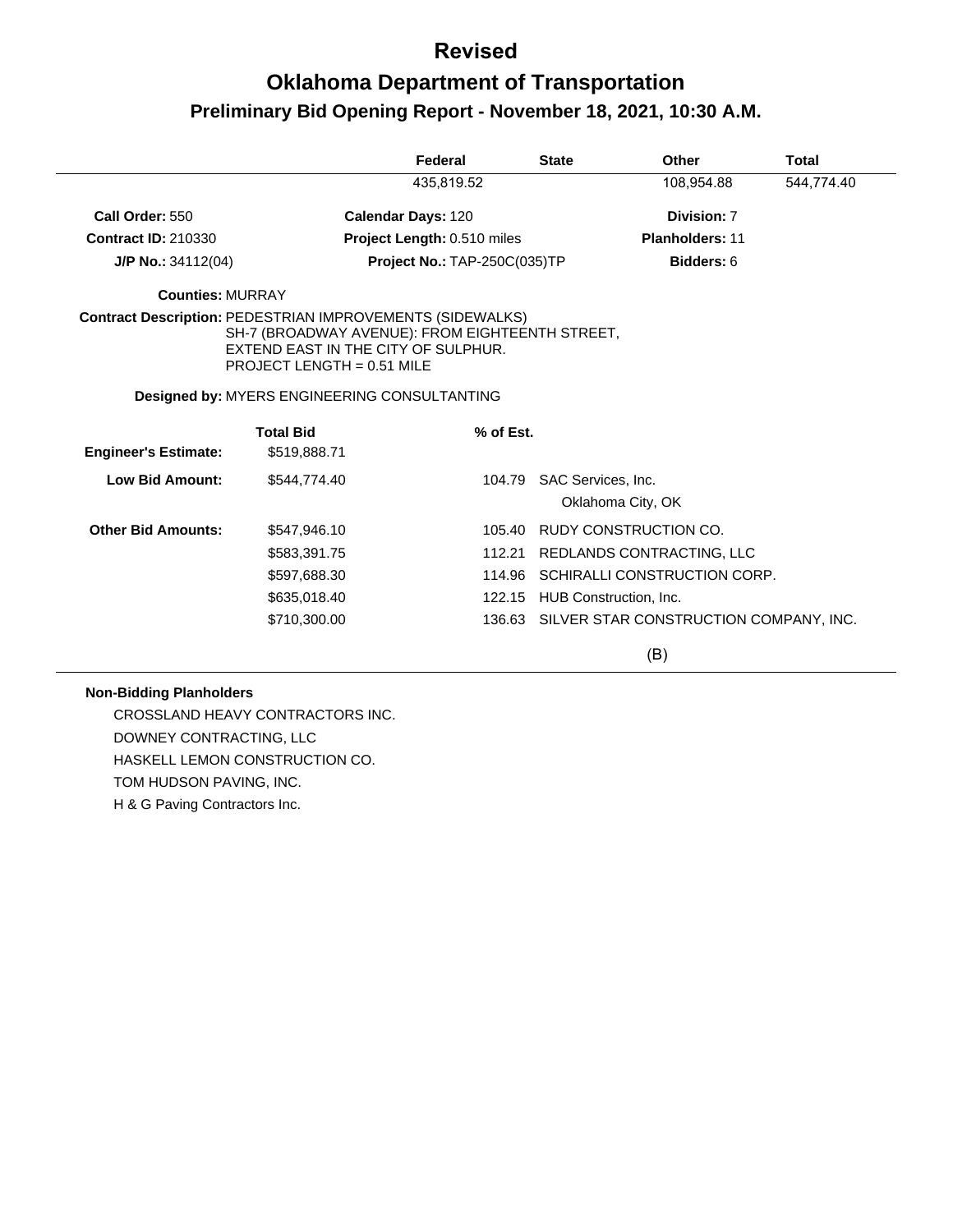# Revised

# Oklahoma Department of Transportation

## Preliminary Bid Opening Report - November 18, 2021, 10:30 A.M.

| | Federal | State | Other | Total |
|---|---|---|---|---|
| | 435,819.52 | | 108,954.88 | 544,774.40 |

**Call Order:** 550
**Calendar Days:** 120
**Division:** 7

**Contract ID:** 210330
**Project Length:** 0.510 miles
**Planholders:** 11

**J/P No.:** 34112(04)
**Project No.:** TAP-250C(035)TP
**Bidders:** 6

**Counties:** MURRAY

**Contract Description:** PEDESTRIAN IMPROVEMENTS (SIDEWALKS)
SH-7 (BROADWAY AVENUE): FROM EIGHTEENTH STREET, EXTEND EAST IN THE CITY OF SULPHUR.
PROJECT LENGTH = 0.51 MILE

**Designed by:** MYERS ENGINEERING CONSULTANTING

| | Total Bid | % of Est. | |
|---|---|---|---|
| **Engineer's Estimate:** | $519,888.71 | | |
| **Low Bid Amount:** | $544,774.40 | 104.79 | SAC Services, Inc.<br>Oklahoma City, OK |
| **Other Bid Amounts:** | $547,946.10 | 105.40 | RUDY CONSTRUCTION CO. |
| | $583,391.75 | 112.21 | REDLANDS CONTRACTING, LLC |
| | $597,688.30 | 114.96 | SCHIRALLI CONSTRUCTION CORP. |
| | $635,018.40 | 122.15 | HUB Construction, Inc. |
| | $710,300.00 | 136.63 | SILVER STAR CONSTRUCTION COMPANY, INC. |

(B)

**Non-Bidding Planholders**

CROSSLAND HEAVY CONTRACTORS INC.
DOWNEY CONTRACTING, LLC
HASKELL LEMON CONSTRUCTION CO.
TOM HUDSON PAVING, INC.
H & G Paving Contractors Inc.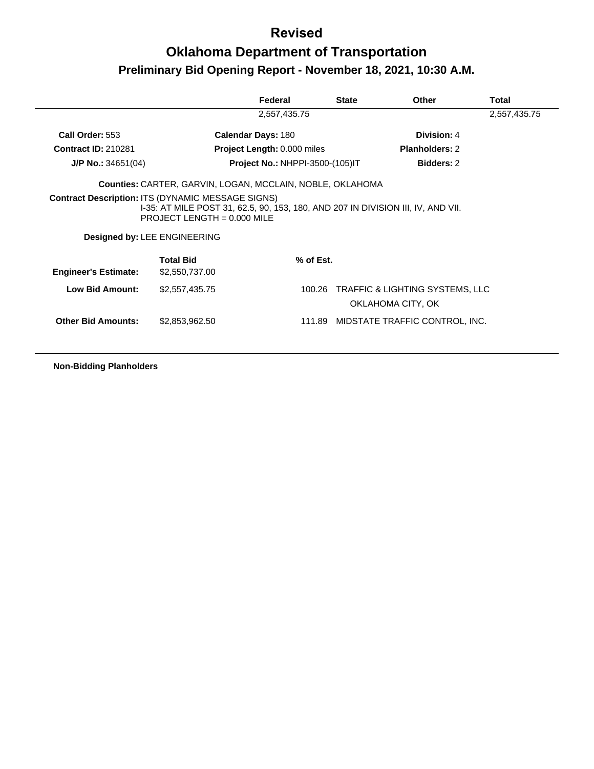# Revised

# Oklahoma Department of Transportation

## Preliminary Bid Opening Report - November 18, 2021, 10:30 A.M.

| | Federal | State | Other | Total |
|---|---|---|---|---|
| | 2,557,435.75 | | | 2,557,435.75 |

**Call Order:** 553
**Calendar Days:** 180
**Division:** 4

**Contract ID:** 210281
**Project Length:** 0.000 miles
**Planholders:** 2

**J/P No.:** 34651(04)
**Project No.:** NHPPI-3500-(105)IT
**Bidders:** 2

**Counties:** CARTER, GARVIN, LOGAN, MCCLAIN, NOBLE, OKLAHOMA

**Contract Description:** ITS (DYNAMIC MESSAGE SIGNS)
I-35: AT MILE POST 31, 62.5, 90, 153, 180, AND 207 IN DIVISION III, IV, AND VII.
PROJECT LENGTH = 0.000 MILE

**Designed by:** LEE ENGINEERING

| | Total Bid | % of Est. | |
|---|---|---|---|
| **Engineer's Estimate:** | $2,550,737.00 | | |
| **Low Bid Amount:** | $2,557,435.75 | 100.26 | TRAFFIC & LIGHTING SYSTEMS, LLC<br>OKLAHOMA CITY, OK |
| **Other Bid Amounts:** | $2,853,962.50 | 111.89 | MIDSTATE TRAFFIC CONTROL, INC. |

**Non-Bidding Planholders**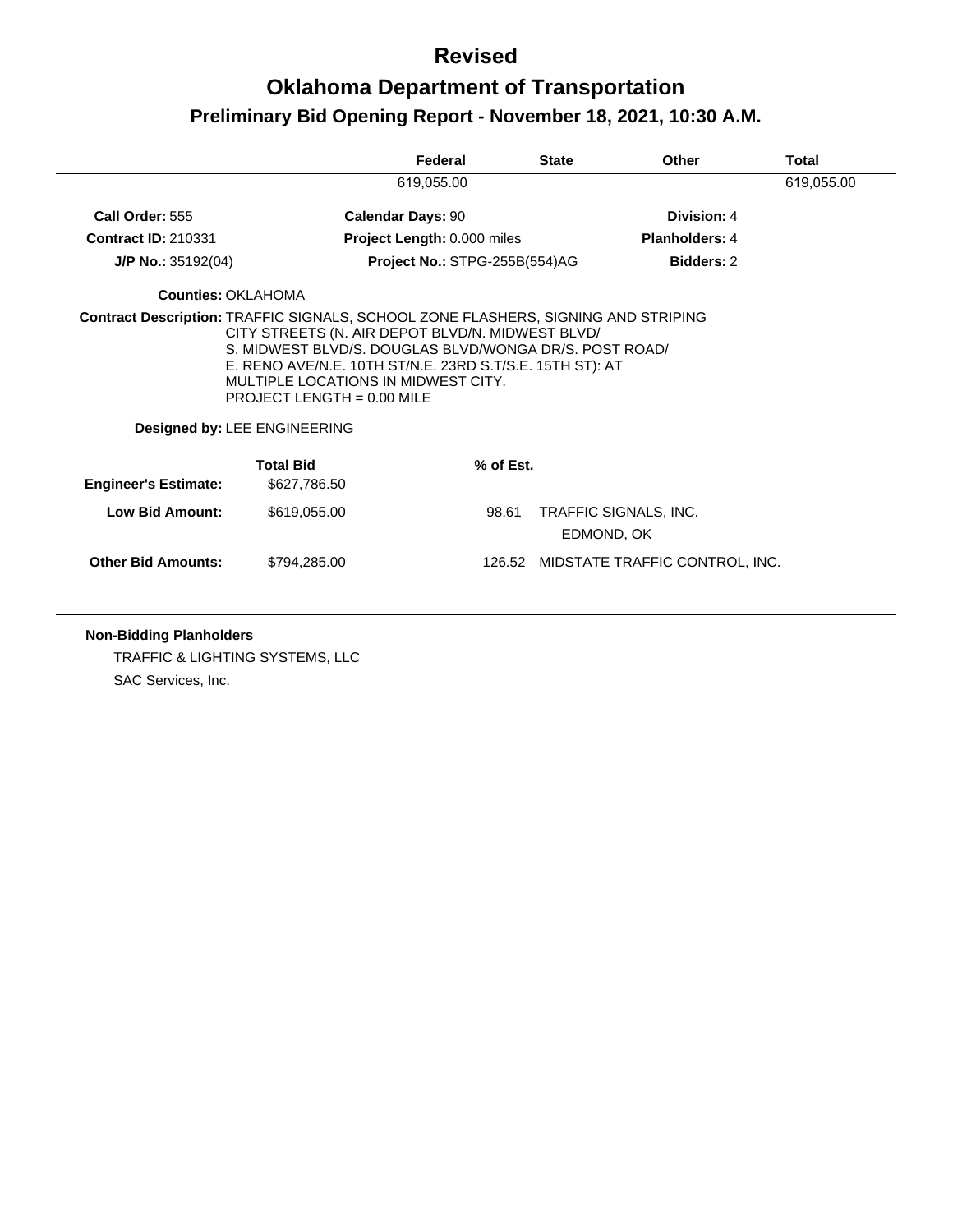# Revised

# Oklahoma Department of Transportation

## Preliminary Bid Opening Report - November 18, 2021, 10:30 A.M.

| | Federal | State | Other | Total |
|---|---|---|---|---|
| | 619,055.00 | | | 619,055.00 |

**Call Order:** 555  **Calendar Days:** 90  **Division:** 4

**Contract ID:** 210331  **Project Length:** 0.000 miles  **Planholders:** 4

**J/P No.:** 35192(04)  **Project No.:** STPG-255B(554)AG  **Bidders:** 2

**Counties:** OKLAHOMA

**Contract Description:** TRAFFIC SIGNALS, SCHOOL ZONE FLASHERS, SIGNING AND STRIPING CITY STREETS (N. AIR DEPOT BLVD/N. MIDWEST BLVD/ S. MIDWEST BLVD/S. DOUGLAS BLVD/WONGA DR/S. POST ROAD/ E. RENO AVE/N.E. 10TH ST/N.E. 23RD S.T/S.E. 15TH ST): AT MULTIPLE LOCATIONS IN MIDWEST CITY. PROJECT LENGTH = 0.00 MILE

**Designed by:** LEE ENGINEERING

| | Total Bid | % of Est. | |
|---|---|---|---|
| **Engineer's Estimate:** | $627,786.50 | | |
| **Low Bid Amount:** | $619,055.00 | 98.61 | TRAFFIC SIGNALS, INC.<br>EDMOND, OK |
| **Other Bid Amounts:** | $794,285.00 | 126.52 | MIDSTATE TRAFFIC CONTROL, INC. |

**Non-Bidding Planholders**

TRAFFIC & LIGHTING SYSTEMS, LLC

SAC Services, Inc.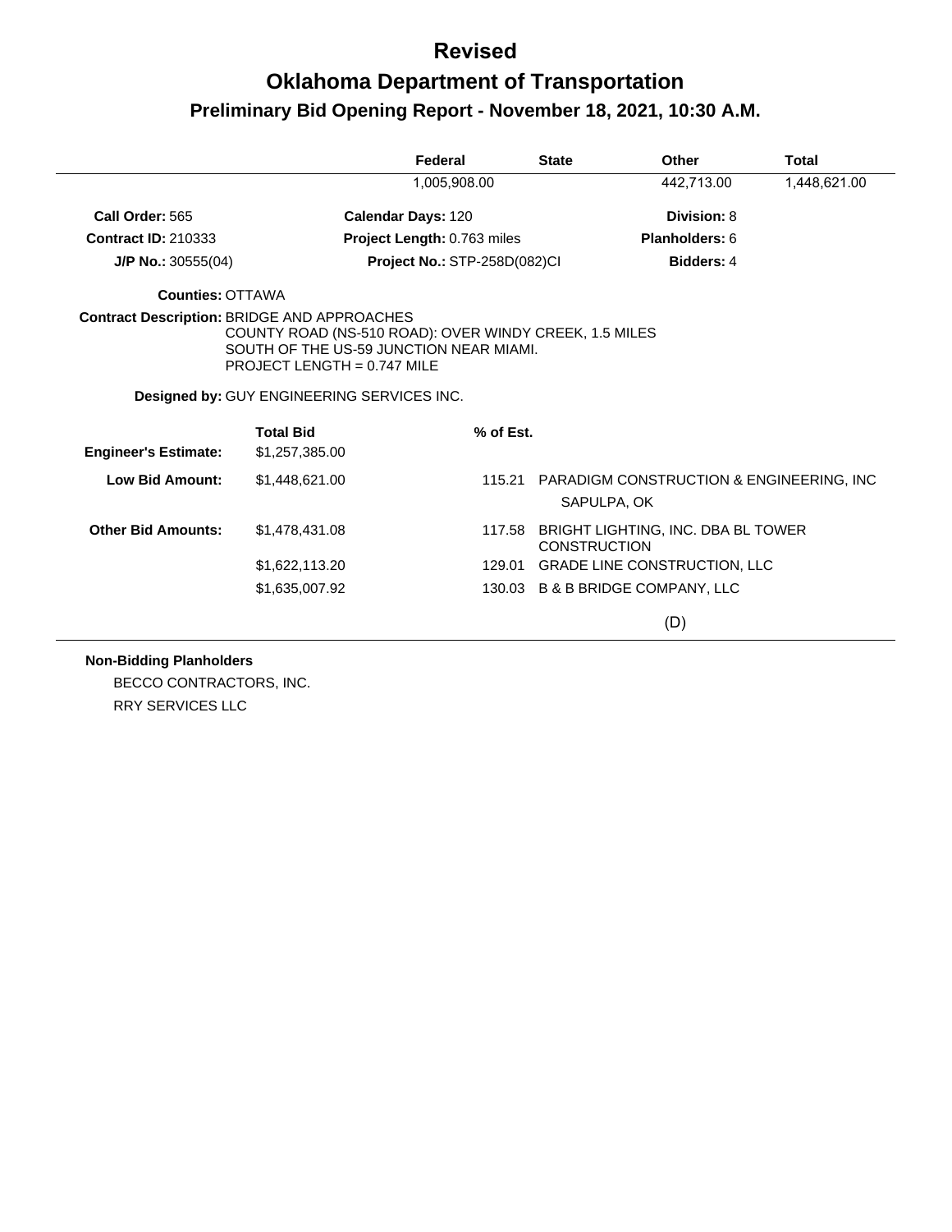# Revised

# Oklahoma Department of Transportation

## Preliminary Bid Opening Report - November 18, 2021, 10:30 A.M.

| Federal | State | Other | Total |
|---|---|---|---|
| 1,005,908.00 | | 442,713.00 | 1,448,621.00 |

**Call Order:** 565 **Calendar Days:** 120 **Division:** 8

**Contract ID:** 210333 **Project Length:** 0.763 miles **Planholders:** 6

**J/P No.:** 30555(04) **Project No.:** STP-258D(082)CI **Bidders:** 4

**Counties:** OTTAWA

**Contract Description:** BRIDGE AND APPROACHES
COUNTY ROAD (NS-510 ROAD): OVER WINDY CREEK, 1.5 MILES SOUTH OF THE US-59 JUNCTION NEAR MIAMI.
PROJECT LENGTH = 0.747 MILE

**Designed by:** GUY ENGINEERING SERVICES INC.

| | Total Bid | % of Est. | |
|---|---|---|---|
| **Engineer's Estimate:** | $1,257,385.00 | | |
| **Low Bid Amount:** | $1,448,621.00 | 115.21 | PARADIGM CONSTRUCTION & ENGINEERING, INC SAPULPA, OK |
| **Other Bid Amounts:** | $1,478,431.08 | 117.58 | BRIGHT LIGHTING, INC. DBA BL TOWER CONSTRUCTION |
| | $1,622,113.20 | 129.01 | GRADE LINE CONSTRUCTION, LLC |
| | $1,635,007.92 | 130.03 | B & B BRIDGE COMPANY, LLC |

(D)

**Non-Bidding Planholders**

BECCO CONTRACTORS, INC.

RRY SERVICES LLC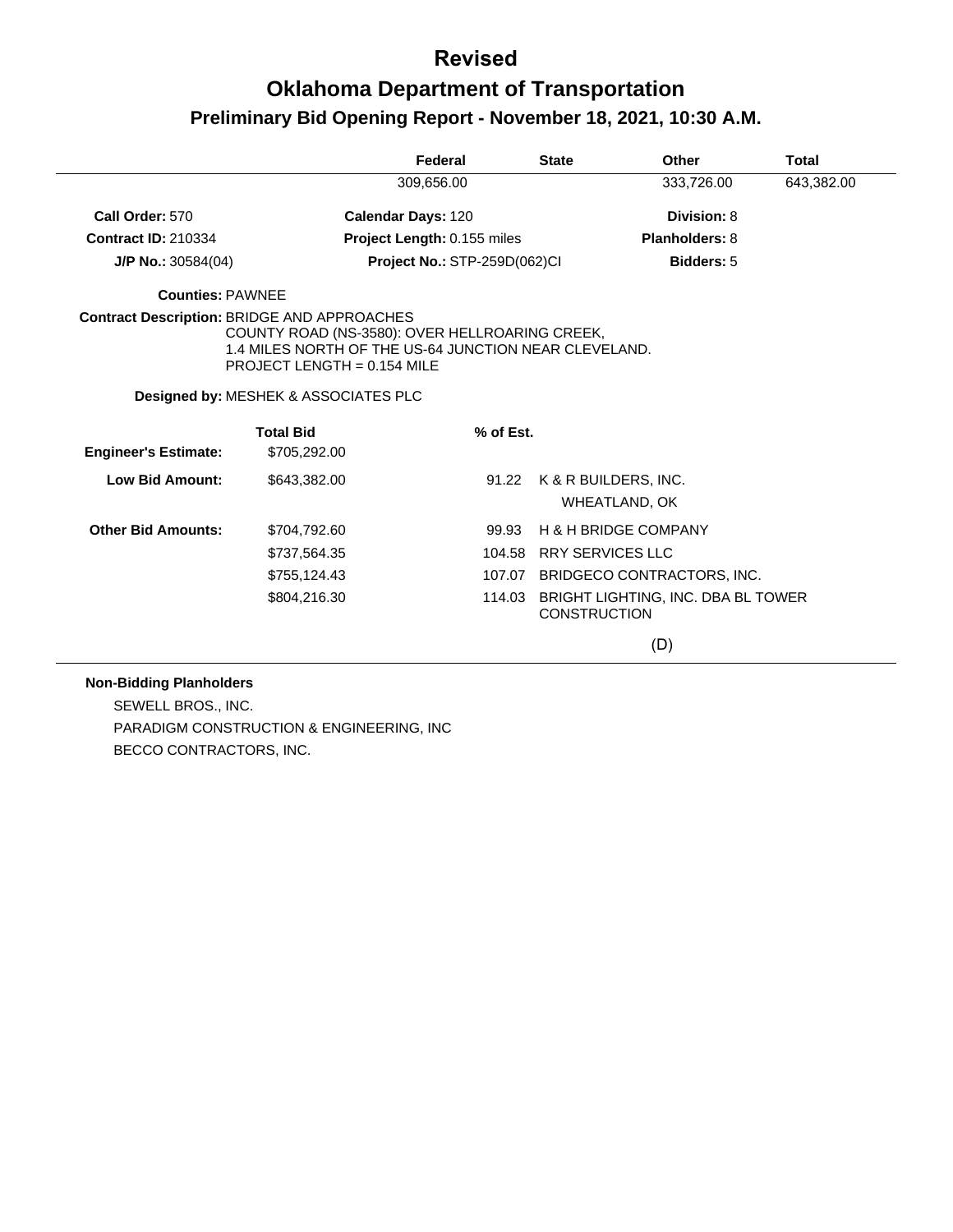# Revised

# Oklahoma Department of Transportation

## Preliminary Bid Opening Report - November 18, 2021, 10:30 A.M.

| Federal | State | Other | Total |
|---|---|---|---|
| 309,656.00 | | 333,726.00 | 643,382.00 |

**Call Order:** 570 | **Calendar Days:** 120 | **Division:** 8

**Contract ID:** 210334 | **Project Length:** 0.155 miles | **Planholders:** 8

**J/P No.:** 30584(04) | **Project No.:** STP-259D(062)CI | **Bidders:** 5

**Counties:** PAWNEE

**Contract Description:** BRIDGE AND APPROACHES
COUNTY ROAD (NS-3580): OVER HELLROARING CREEK,
1.4 MILES NORTH OF THE US-64 JUNCTION NEAR CLEVELAND.
PROJECT LENGTH = 0.154 MILE

**Designed by:** MESHEK & ASSOCIATES PLC

| | Total Bid | % of Est. | |
|---|---|---|---|
| **Engineer's Estimate:** | $705,292.00 | | |
| **Low Bid Amount:** | $643,382.00 | 91.22 | K & R BUILDERS, INC. WHEATLAND, OK |
| **Other Bid Amounts:** | $704,792.60 | 99.93 | H & H BRIDGE COMPANY |
| | $737,564.35 | 104.58 | RRY SERVICES LLC |
| | $755,124.43 | 107.07 | BRIDGECO CONTRACTORS, INC. |
| | $804,216.30 | 114.03 | BRIGHT LIGHTING, INC. DBA BL TOWER CONSTRUCTION |

(D)

**Non-Bidding Planholders**

SEWELL BROS., INC.
PARADIGM CONSTRUCTION & ENGINEERING, INC
BECCO CONTRACTORS, INC.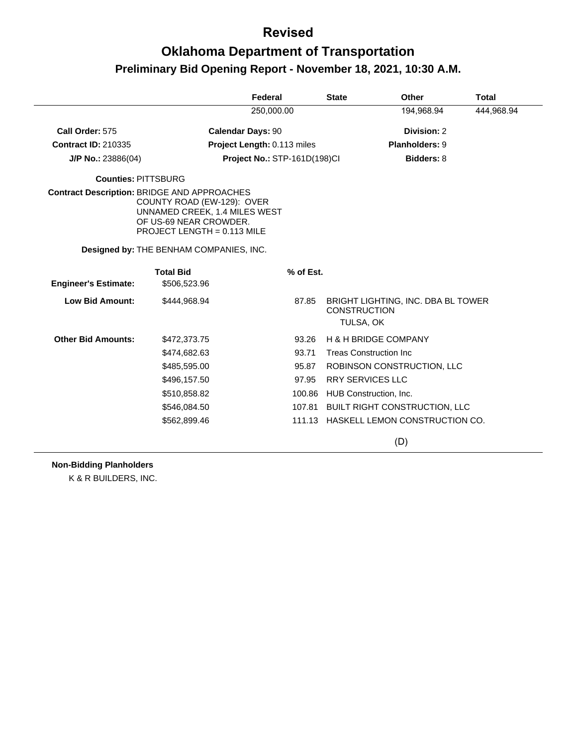# Revised

# Oklahoma Department of Transportation

## Preliminary Bid Opening Report - November 18, 2021, 10:30 A.M.

| Federal | State | Other | Total |
|---|---|---|---|
| 250,000.00 | | 194,968.94 | 444,968.94 |

**Call Order:** 575
**Calendar Days:** 90
**Division:** 2

**Contract ID:** 210335
**Project Length:** 0.113 miles
**Planholders:** 9

**J/P No.:** 23886(04)
**Project No.:** STP-161D(198)CI
**Bidders:** 8

**Counties:** PITTSBURG

**Contract Description:** BRIDGE AND APPROACHES
COUNTY ROAD (EW-129): OVER
UNNAMED CREEK, 1.4 MILES WEST
OF US-69 NEAR CROWDER.
PROJECT LENGTH = 0.113 MILE

**Designed by:** THE BENHAM COMPANIES, INC.

| | Total Bid | % of Est. | |
|---|---|---|---|
| **Engineer's Estimate:** | $506,523.96 | | |
| **Low Bid Amount:** | $444,968.94 | 87.85 | BRIGHT LIGHTING, INC. DBA BL TOWER CONSTRUCTION<br>TULSA, OK |
| **Other Bid Amounts:** | $472,373.75 | 93.26 | H & H BRIDGE COMPANY |
| | $474,682.63 | 93.71 | Treas Construction Inc |
| | $485,595.00 | 95.87 | ROBINSON CONSTRUCTION, LLC |
| | $496,157.50 | 97.95 | RRY SERVICES LLC |
| | $510,858.82 | 100.86 | HUB Construction, Inc. |
| | $546,084.50 | 107.81 | BUILT RIGHT CONSTRUCTION, LLC |
| | $562,899.46 | 111.13 | HASKELL LEMON CONSTRUCTION CO. |

(D)

**Non-Bidding Planholders**

K & R BUILDERS, INC.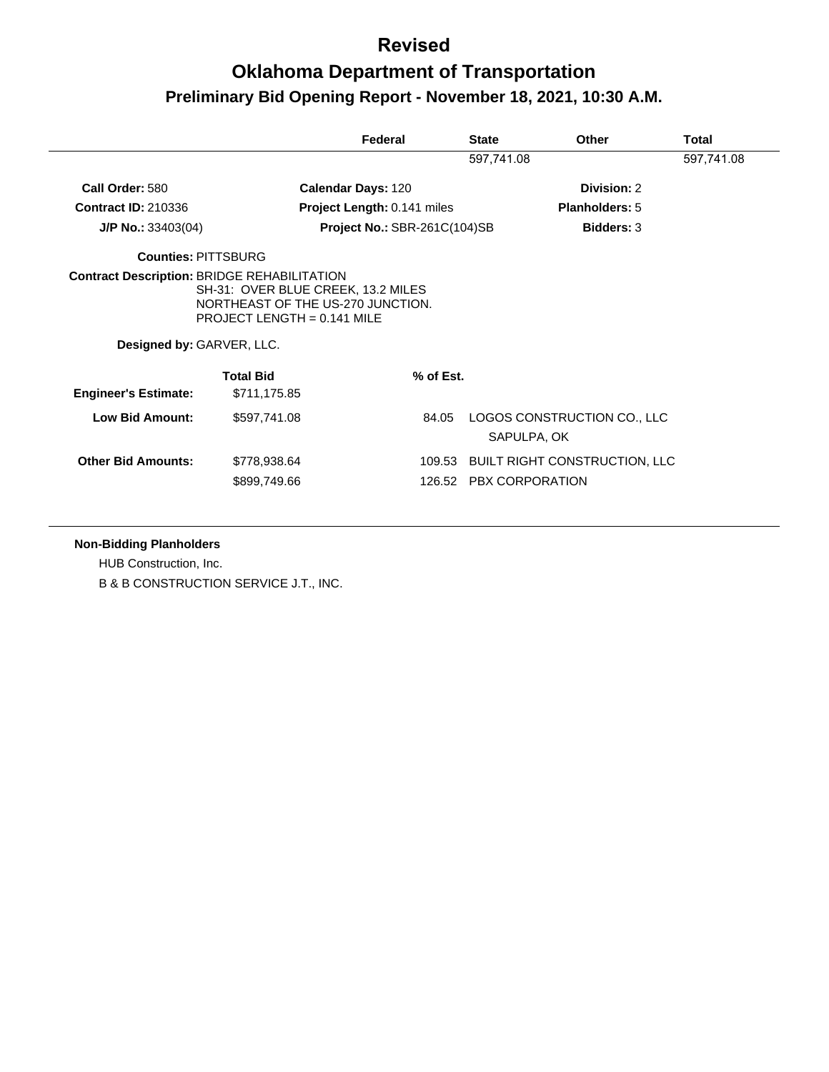# Revised

# Oklahoma Department of Transportation

## Preliminary Bid Opening Report - November 18, 2021, 10:30 A.M.

| | Federal | State | Other | Total |
|---|---|---|---|---|
| | | 597,741.08 | | 597,741.08 |

**Call Order:** 580 **Calendar Days:** 120 **Division:** 2

**Contract ID:** 210336 **Project Length:** 0.141 miles **Planholders:** 5

**J/P No.:** 33403(04) **Project No.:** SBR-261C(104)SB **Bidders:** 3

**Counties:** PITTSBURG

**Contract Description:** BRIDGE REHABILITATION
SH-31: OVER BLUE CREEK, 13.2 MILES NORTHEAST OF THE US-270 JUNCTION.
PROJECT LENGTH = 0.141 MILE

**Designed by:** GARVER, LLC.

| | Total Bid | % of Est. | |
|---|---|---|---|
| **Engineer's Estimate:** | $711,175.85 | | |
| **Low Bid Amount:** | $597,741.08 | 84.05 | LOGOS CONSTRUCTION CO., LLC<br>SAPULPA, OK |
| **Other Bid Amounts:** | $778,938.64 | 109.53 | BUILT RIGHT CONSTRUCTION, LLC |
| | $899,749.66 | 126.52 | PBX CORPORATION |

**Non-Bidding Planholders**

HUB Construction, Inc.

B & B CONSTRUCTION SERVICE J.T., INC.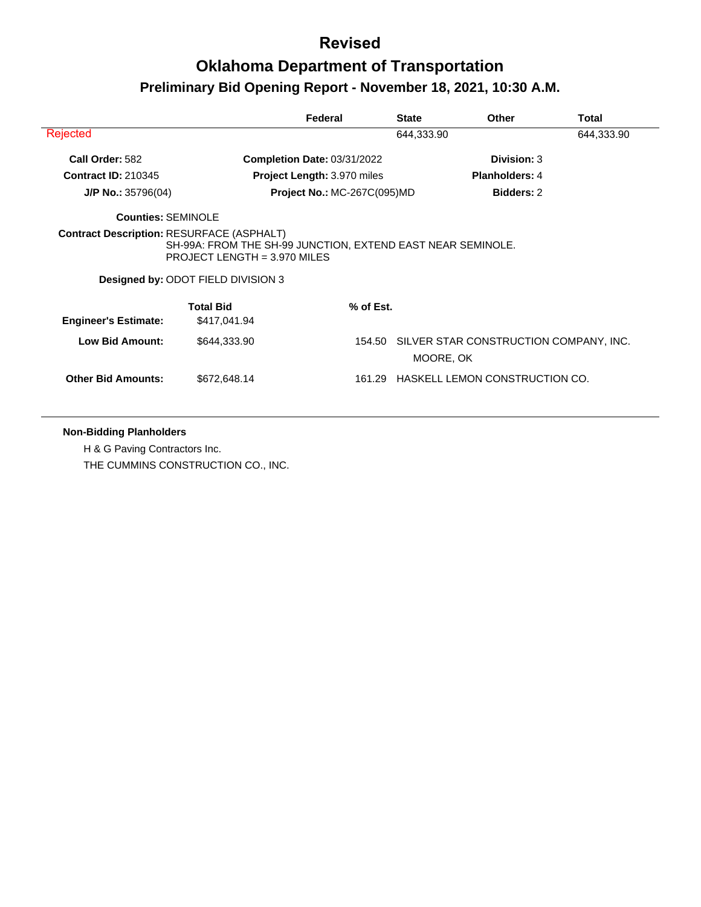# Revised

# Oklahoma Department of Transportation

## Preliminary Bid Opening Report - November 18, 2021, 10:30 A.M.

| | Federal | State | Other | Total |
|---|---|---|---|---|
| Rejected | | 644,333.90 | | 644,333.90 |

**Call Order:** 582 | **Completion Date:** 03/31/2022 | **Division:** 3

**Contract ID:** 210345 | **Project Length:** 3.970 miles | **Planholders:** 4

**J/P No.:** 35796(04) | **Project No.:** MC-267C(095)MD | **Bidders:** 2

**Counties:** SEMINOLE

**Contract Description:** RESURFACE (ASPHALT)
SH-99A: FROM THE SH-99 JUNCTION, EXTEND EAST NEAR SEMINOLE.
PROJECT LENGTH = 3.970 MILES

**Designed by:** ODOT FIELD DIVISION 3

| | Total Bid | % of Est. | |
|---|---|---|---|
| **Engineer's Estimate:** | $417,041.94 | | |
| **Low Bid Amount:** | $644,333.90 | 154.50 | SILVER STAR CONSTRUCTION COMPANY, INC.<br>MOORE, OK |
| **Other Bid Amounts:** | $672,648.14 | 161.29 | HASKELL LEMON CONSTRUCTION CO. |

**Non-Bidding Planholders**

H & G Paving Contractors Inc.

THE CUMMINS CONSTRUCTION CO., INC.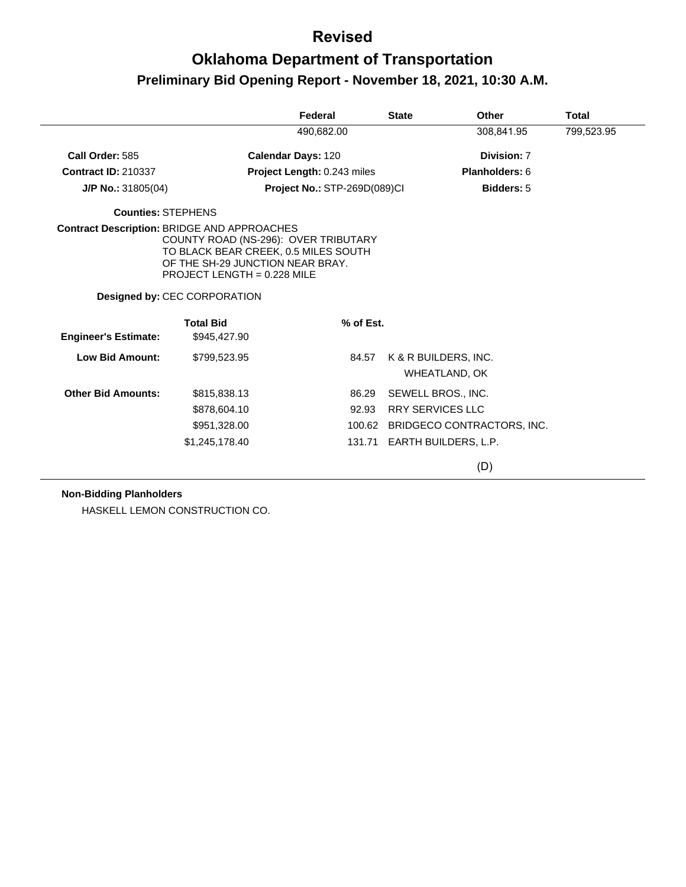# Revised

# Oklahoma Department of Transportation

## Preliminary Bid Opening Report - November 18, 2021, 10:30 A.M.

| | Federal | State | Other | Total |
|---|---|---|---|---|
| | 490,682.00 | | 308,841.95 | 799,523.95 |

**Call Order:** 585　　**Calendar Days:** 120　　**Division:** 7

**Contract ID:** 210337　　**Project Length:** 0.243 miles　　**Planholders:** 6

**J/P No.:** 31805(04)　　**Project No.:** STP-269D(089)CI　　**Bidders:** 5

**Counties:** STEPHENS

**Contract Description:** BRIDGE AND APPROACHES
COUNTY ROAD (NS-296): OVER TRIBUTARY
TO BLACK BEAR CREEK, 0.5 MILES SOUTH
OF THE SH-29 JUNCTION NEAR BRAY.
PROJECT LENGTH = 0.228 MILE

**Designed by:** CEC CORPORATION

| | Total Bid | % of Est. | |
|---|---|---|---|
| **Engineer's Estimate:** | $945,427.90 | | |
| **Low Bid Amount:** | $799,523.95 | 84.57 | K & R BUILDERS, INC.<br>WHEATLAND, OK |
| **Other Bid Amounts:** | $815,838.13 | 86.29 | SEWELL BROS., INC. |
| | $878,604.10 | 92.93 | RRY SERVICES LLC |
| | $951,328.00 | 100.62 | BRIDGECO CONTRACTORS, INC. |
| | $1,245,178.40 | 131.71 | EARTH BUILDERS, L.P. |

(D)

**Non-Bidding Planholders**

HASKELL LEMON CONSTRUCTION CO.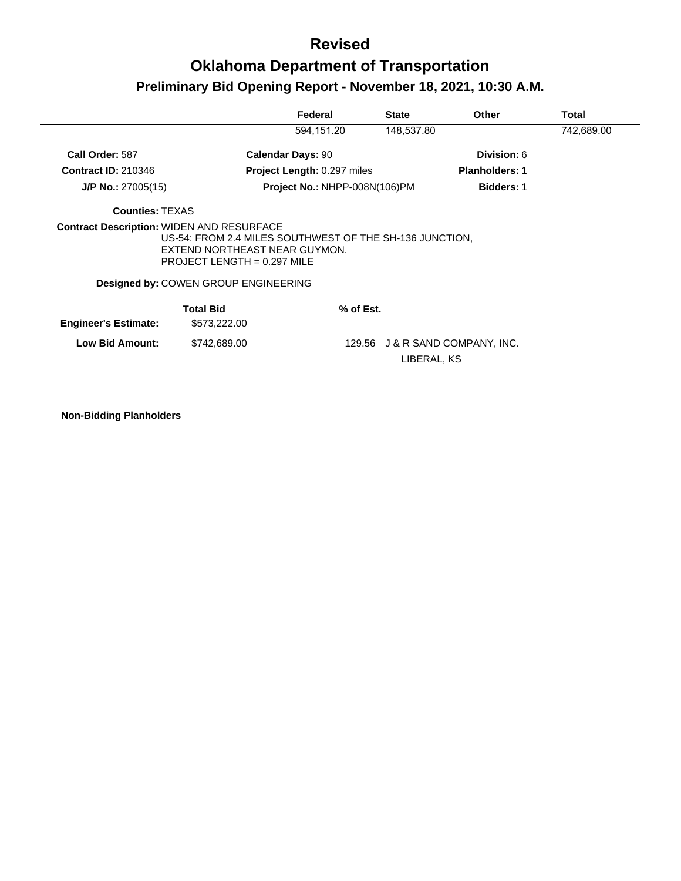# Revised

# Oklahoma Department of Transportation

## Preliminary Bid Opening Report - November 18, 2021, 10:30 A.M.

| | Federal | State | Other | Total |
|---|---|---|---|---|
| | 594,151.20 | 148,537.80 | | 742,689.00 |

**Call Order:** 587 **Calendar Days:** 90 **Division:** 6

**Contract ID:** 210346 **Project Length:** 0.297 miles **Planholders:** 1

**J/P No.:** 27005(15) **Project No.:** NHPP-008N(106)PM **Bidders:** 1

**Counties:** TEXAS

**Contract Description:** WIDEN AND RESURFACE
US-54: FROM 2.4 MILES SOUTHWEST OF THE SH-136 JUNCTION, EXTEND NORTHEAST NEAR GUYMON.
PROJECT LENGTH = 0.297 MILE

**Designed by:** COWEN GROUP ENGINEERING

| | Total Bid | % of Est. | |
|---|---|---|---|
| **Engineer's Estimate:** | $573,222.00 | | |
| **Low Bid Amount:** | $742,689.00 | 129.56 | J & R SAND COMPANY, INC.<br>LIBERAL, KS |

**Non-Bidding Planholders**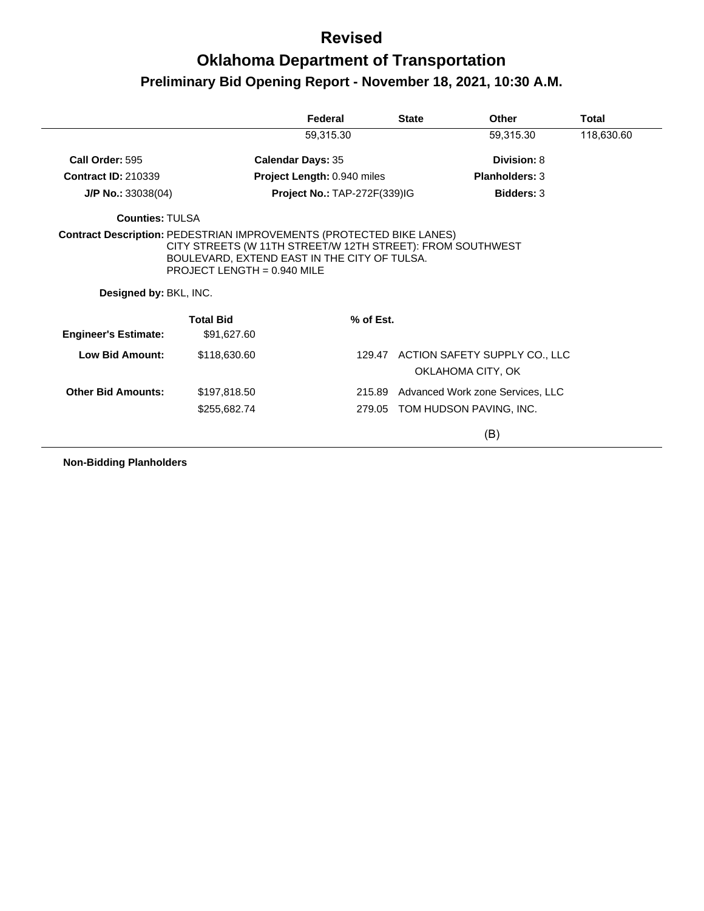# Revised

# Oklahoma Department of Transportation

## Preliminary Bid Opening Report - November 18, 2021, 10:30 A.M.

| Federal | State | Other | Total |
|---|---|---|---|
| 59,315.30 | | 59,315.30 | 118,630.60 |

**Call Order:** 595 | **Calendar Days:** 35 | **Division:** 8

**Contract ID:** 210339 | **Project Length:** 0.940 miles | **Planholders:** 3

**J/P No.:** 33038(04) | **Project No.:** TAP-272F(339)IG | **Bidders:** 3

**Counties:** TULSA

**Contract Description:** PEDESTRIAN IMPROVEMENTS (PROTECTED BIKE LANES) CITY STREETS (W 11TH STREET/W 12TH STREET): FROM SOUTHWEST BOULEVARD, EXTEND EAST IN THE CITY OF TULSA. PROJECT LENGTH = 0.940 MILE

**Designed by:** BKL, INC.

| | Total Bid | % of Est. | |
|---|---|---|---|
| **Engineer's Estimate:** | $91,627.60 | | |
| **Low Bid Amount:** | $118,630.60 | 129.47 | ACTION SAFETY SUPPLY CO., LLC<br>OKLAHOMA CITY, OK |
| **Other Bid Amounts:** | $197,818.50 | 215.89 | Advanced Work zone Services, LLC |
| | $255,682.74 | 279.05 | TOM HUDSON PAVING, INC. |

(B)

**Non-Bidding Planholders**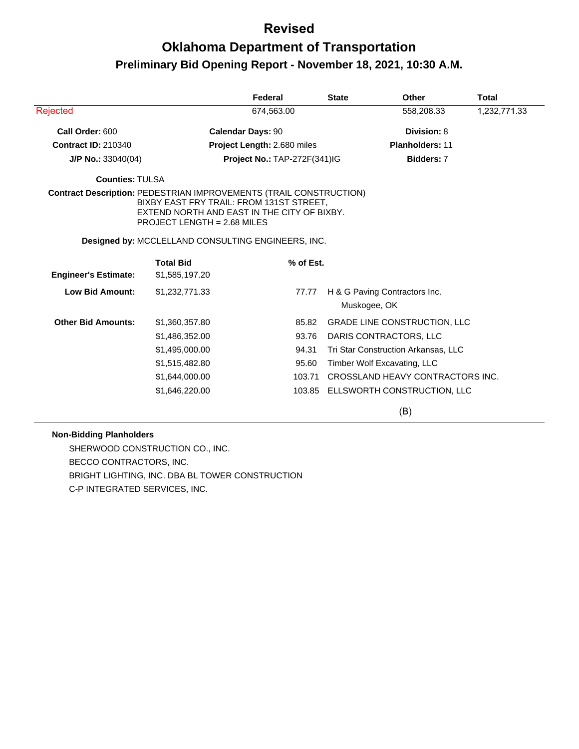# Revised

# Oklahoma Department of Transportation

## Preliminary Bid Opening Report - November 18, 2021, 10:30 A.M.

| | Federal | State | Other | Total |
|---|---|---|---|---|
| Rejected | 674,563.00 | | 558,208.33 | 1,232,771.33 |

**Call Order:** 600 **Calendar Days:** 90 **Division:** 8

**Contract ID:** 210340 **Project Length:** 2.680 miles **Planholders:** 11

**J/P No.:** 33040(04) **Project No.:** TAP-272F(341)IG **Bidders:** 7

**Counties:** TULSA

**Contract Description:** PEDESTRIAN IMPROVEMENTS (TRAIL CONSTRUCTION)
BIXBY EAST FRY TRAIL: FROM 131ST STREET,
EXTEND NORTH AND EAST IN THE CITY OF BIXBY.
PROJECT LENGTH = 2.68 MILES

**Designed by:** MCCLELLAND CONSULTING ENGINEERS, INC.

| | Total Bid | % of Est. | |
|---|---|---|---|
| **Engineer's Estimate:** | $1,585,197.20 | | |
| **Low Bid Amount:** | $1,232,771.33 | 77.77 | H & G Paving Contractors Inc. Muskogee, OK |
| **Other Bid Amounts:** | $1,360,357.80 | 85.82 | GRADE LINE CONSTRUCTION, LLC |
| | $1,486,352.00 | 93.76 | DARIS CONTRACTORS, LLC |
| | $1,495,000.00 | 94.31 | Tri Star Construction Arkansas, LLC |
| | $1,515,482.80 | 95.60 | Timber Wolf Excavating, LLC |
| | $1,644,000.00 | 103.71 | CROSSLAND HEAVY CONTRACTORS INC. |
| | $1,646,220.00 | 103.85 | ELLSWORTH CONSTRUCTION, LLC |

(B)

**Non-Bidding Planholders**

SHERWOOD CONSTRUCTION CO., INC.
BECCO CONTRACTORS, INC.
BRIGHT LIGHTING, INC. DBA BL TOWER CONSTRUCTION
C-P INTEGRATED SERVICES, INC.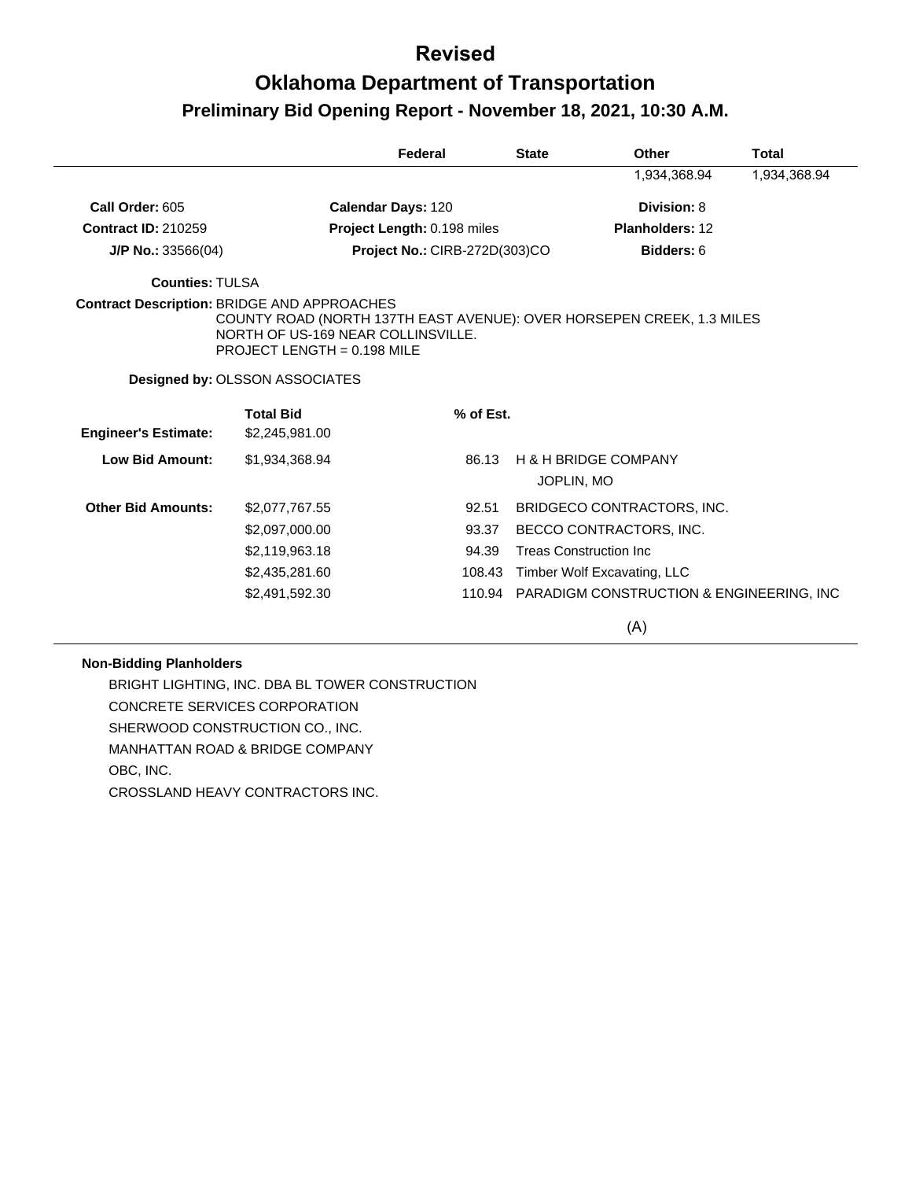# Revised

# Oklahoma Department of Transportation

## Preliminary Bid Opening Report - November 18, 2021, 10:30 A.M.

| | Federal | State | Other | Total |
|---|---|---|---|---|
| | | | 1,934,368.94 | 1,934,368.94 |

**Call Order:** 605 | **Calendar Days:** 120 | **Division:** 8

**Contract ID:** 210259 | **Project Length:** 0.198 miles | **Planholders:** 12

**J/P No.:** 33566(04) | **Project No.:** CIRB-272D(303)CO | **Bidders:** 6

**Counties:** TULSA

**Contract Description:** BRIDGE AND APPROACHES
COUNTY ROAD (NORTH 137TH EAST AVENUE): OVER HORSEPEN CREEK, 1.3 MILES NORTH OF US-169 NEAR COLLINSVILLE.
PROJECT LENGTH = 0.198 MILE

**Designed by:** OLSSON ASSOCIATES

| | Total Bid | % of Est. | |
|---|---|---|---|
| **Engineer's Estimate:** | $2,245,981.00 | | |
| **Low Bid Amount:** | $1,934,368.94 | 86.13 | H & H BRIDGE COMPANY<br>JOPLIN, MO |
| **Other Bid Amounts:** | $2,077,767.55 | 92.51 | BRIDGECO CONTRACTORS, INC. |
| | $2,097,000.00 | 93.37 | BECCO CONTRACTORS, INC. |
| | $2,119,963.18 | 94.39 | Treas Construction Inc |
| | $2,435,281.60 | 108.43 | Timber Wolf Excavating, LLC |
| | $2,491,592.30 | 110.94 | PARADIGM CONSTRUCTION & ENGINEERING, INC |

(A)

**Non-Bidding Planholders**

BRIGHT LIGHTING, INC. DBA BL TOWER CONSTRUCTION
CONCRETE SERVICES CORPORATION
SHERWOOD CONSTRUCTION CO., INC.
MANHATTAN ROAD & BRIDGE COMPANY
OBC, INC.
CROSSLAND HEAVY CONTRACTORS INC.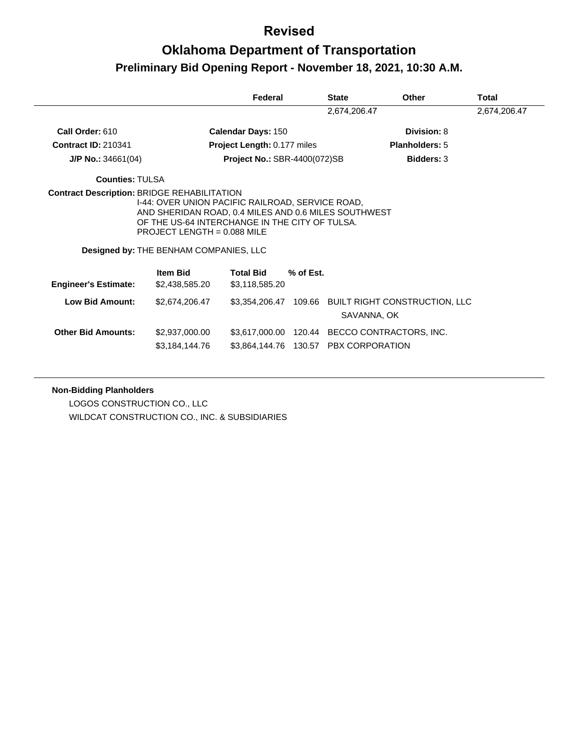# Revised

# Oklahoma Department of Transportation

## Preliminary Bid Opening Report - November 18, 2021, 10:30 A.M.

| | Federal | State | Other | Total |
|---|---|---|---|---|
| | | 2,674,206.47 | | 2,674,206.47 |

**Call Order:** 610 **Calendar Days:** 150 **Division:** 8

**Contract ID:** 210341 **Project Length:** 0.177 miles **Planholders:** 5

**J/P No.:** 34661(04) **Project No.:** SBR-4400(072)SB **Bidders:** 3

**Counties:** TULSA

**Contract Description:** BRIDGE REHABILITATION
I-44: OVER UNION PACIFIC RAILROAD, SERVICE ROAD,
AND SHERIDAN ROAD, 0.4 MILES AND 0.6 MILES SOUTHWEST
OF THE US-64 INTERCHANGE IN THE CITY OF TULSA.
PROJECT LENGTH = 0.088 MILE

**Designed by:** THE BENHAM COMPANIES, LLC

| | Item Bid | Total Bid | % of Est. | |
|---|---|---|---|---|
| **Engineer's Estimate:** | $2,438,585.20 | $3,118,585.20 | | |
| **Low Bid Amount:** | $2,674,206.47 | $3,354,206.47 | 109.66 | BUILT RIGHT CONSTRUCTION, LLC SAVANNA, OK |
| **Other Bid Amounts:** | $2,937,000.00 | $3,617,000.00 | 120.44 | BECCO CONTRACTORS, INC. |
| | $3,184,144.76 | $3,864,144.76 | 130.57 | PBX CORPORATION |

**Non-Bidding Planholders**

LOGOS CONSTRUCTION CO., LLC

WILDCAT CONSTRUCTION CO., INC. & SUBSIDIARIES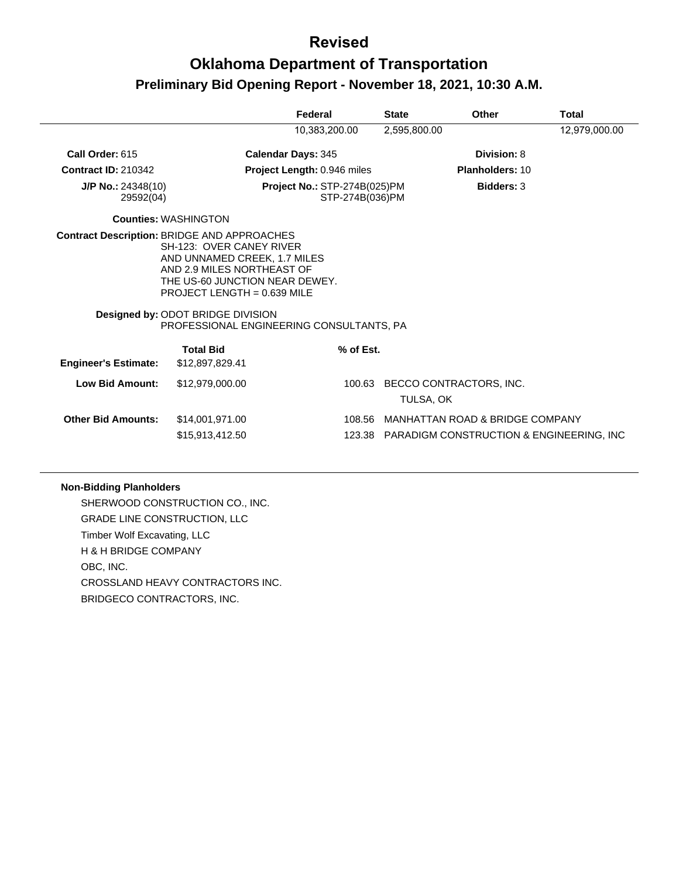# Revised

# Oklahoma Department of Transportation

## Preliminary Bid Opening Report - November 18, 2021, 10:30 A.M.

| | Federal | State | Other | Total |
|---|---|---|---|---|
| | 10,383,200.00 | 2,595,800.00 | | 12,979,000.00 |

**Call Order:** 615 **Calendar Days:** 345 **Division:** 8

**Contract ID:** 210342 **Project Length:** 0.946 miles **Planholders:** 10

**J/P No.:** 24348(10) 29592(04) **Project No.:** STP-274B(025)PM STP-274B(036)PM **Bidders:** 3

**Counties:** WASHINGTON

**Contract Description:** BRIDGE AND APPROACHES SH-123: OVER CANEY RIVER AND UNNAMED CREEK, 1.7 MILES AND 2.9 MILES NORTHEAST OF THE US-60 JUNCTION NEAR DEWEY. PROJECT LENGTH = 0.639 MILE

**Designed by:** ODOT BRIDGE DIVISION PROFESSIONAL ENGINEERING CONSULTANTS, PA

| | Total Bid | % of Est. | |
|---|---|---|---|
| **Engineer's Estimate:** | $12,897,829.41 | | |
| **Low Bid Amount:** | $12,979,000.00 | 100.63 | BECCO CONTRACTORS, INC. TULSA, OK |
| **Other Bid Amounts:** | $14,001,971.00 | 108.56 | MANHATTAN ROAD & BRIDGE COMPANY |
| | $15,913,412.50 | 123.38 | PARADIGM CONSTRUCTION & ENGINEERING, INC |

**Non-Bidding Planholders**

SHERWOOD CONSTRUCTION CO., INC.
GRADE LINE CONSTRUCTION, LLC
Timber Wolf Excavating, LLC
H & H BRIDGE COMPANY
OBC, INC.
CROSSLAND HEAVY CONTRACTORS INC.
BRIDGECO CONTRACTORS, INC.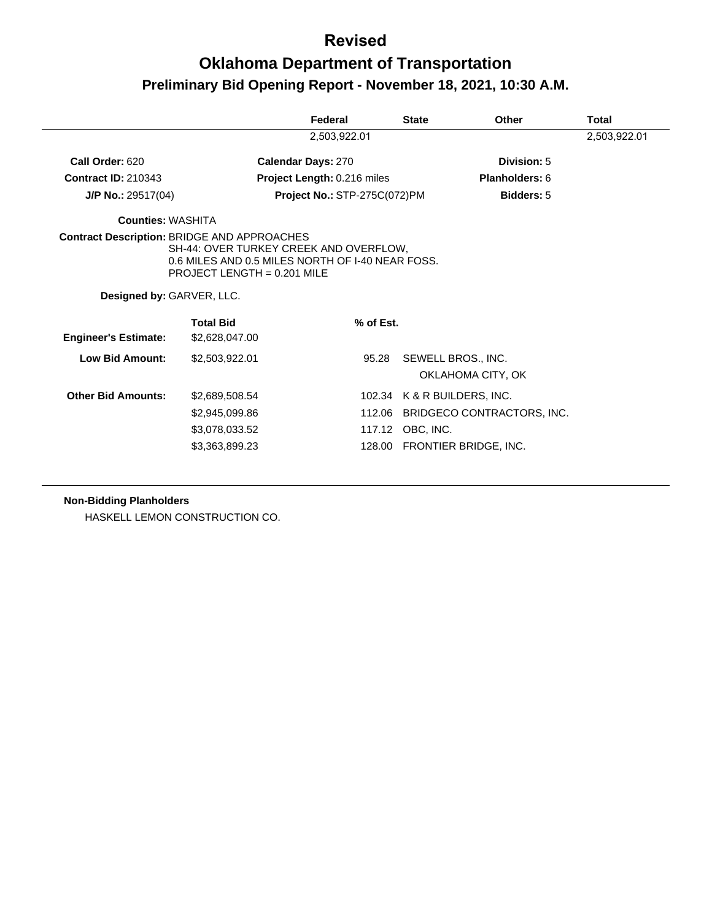# Revised

# Oklahoma Department of Transportation

## Preliminary Bid Opening Report - November 18, 2021, 10:30 A.M.

| | Federal | State | Other | Total |
|---|---|---|---|---|
| | 2,503,922.01 | | | 2,503,922.01 |

**Call Order:** 620 **Calendar Days:** 270 **Division:** 5

**Contract ID:** 210343 **Project Length:** 0.216 miles **Planholders:** 6

**J/P No.:** 29517(04) **Project No.:** STP-275C(072)PM **Bidders:** 5

**Counties:** WASHITA

**Contract Description:** BRIDGE AND APPROACHES
SH-44: OVER TURKEY CREEK AND OVERFLOW,
0.6 MILES AND 0.5 MILES NORTH OF I-40 NEAR FOSS.
PROJECT LENGTH = 0.201 MILE

**Designed by:** GARVER, LLC.

| | Total Bid | % of Est. | |
|---|---|---|---|
| **Engineer's Estimate:** | $2,628,047.00 | | |
| **Low Bid Amount:** | $2,503,922.01 | 95.28 | SEWELL BROS., INC. OKLAHOMA CITY, OK |
| **Other Bid Amounts:** | $2,689,508.54 | 102.34 | K & R BUILDERS, INC. |
| | $2,945,099.86 | 112.06 | BRIDGECO CONTRACTORS, INC. |
| | $3,078,033.52 | 117.12 | OBC, INC. |
| | $3,363,899.23 | 128.00 | FRONTIER BRIDGE, INC. |

**Non-Bidding Planholders**

HASKELL LEMON CONSTRUCTION CO.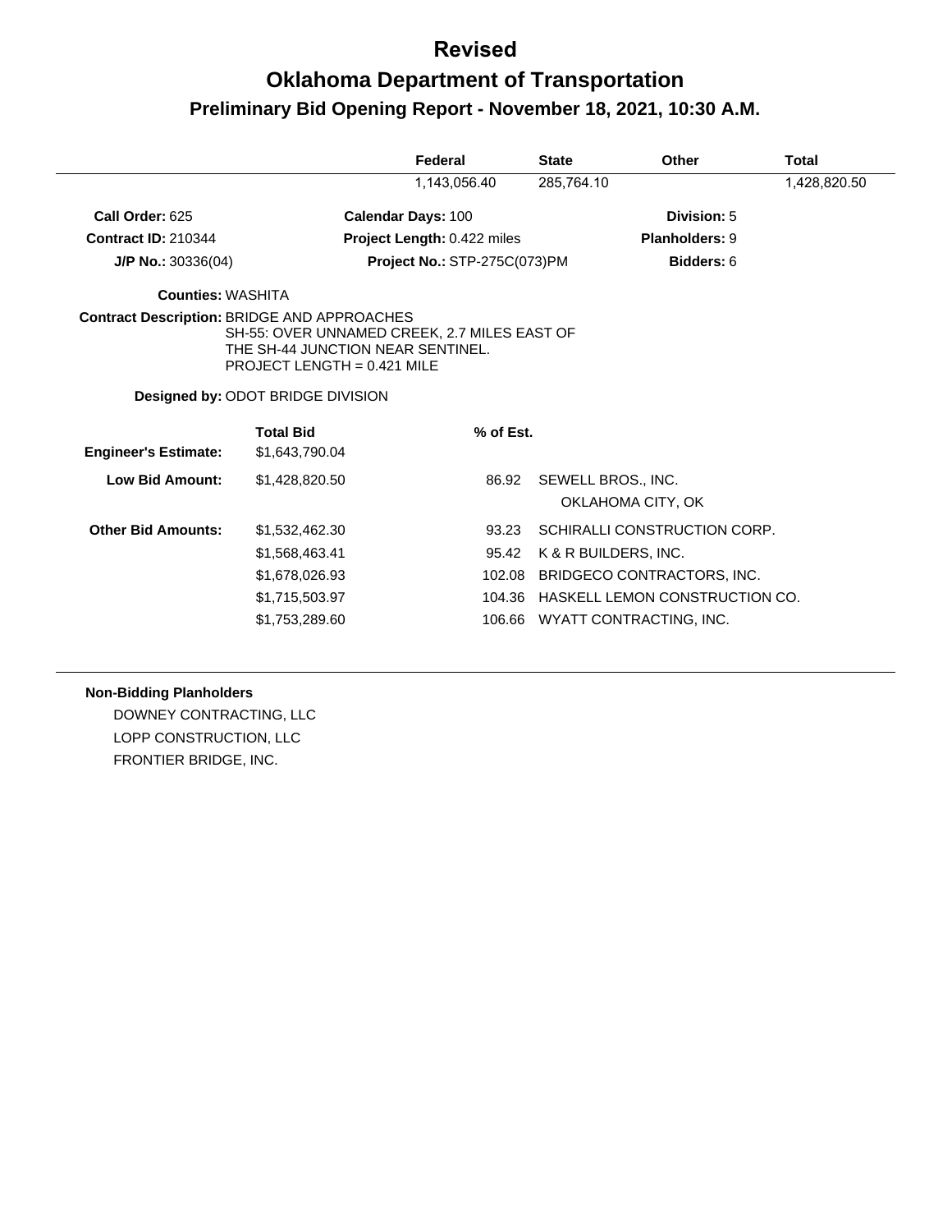# Revised

# Oklahoma Department of Transportation

## Preliminary Bid Opening Report - November 18, 2021, 10:30 A.M.

| | Federal | State | Other | Total |
|---|---|---|---|---|
| | 1,143,056.40 | 285,764.10 | | 1,428,820.50 |

**Call Order:** 625 | **Calendar Days:** 100 | **Division:** 5

**Contract ID:** 210344 | **Project Length:** 0.422 miles | **Planholders:** 9

**J/P No.:** 30336(04) | **Project No.:** STP-275C(073)PM | **Bidders:** 6

**Counties:** WASHITA

**Contract Description:** BRIDGE AND APPROACHES
SH-55: OVER UNNAMED CREEK, 2.7 MILES EAST OF THE SH-44 JUNCTION NEAR SENTINEL.
PROJECT LENGTH = 0.421 MILE

**Designed by:** ODOT BRIDGE DIVISION

| | Total Bid | % of Est. | |
|---|---|---|---|
| **Engineer's Estimate:** | $1,643,790.04 | | |
| **Low Bid Amount:** | $1,428,820.50 | 86.92 | SEWELL BROS., INC. OKLAHOMA CITY, OK |
| **Other Bid Amounts:** | $1,532,462.30 | 93.23 | SCHIRALLI CONSTRUCTION CORP. |
| | $1,568,463.41 | 95.42 | K & R BUILDERS, INC. |
| | $1,678,026.93 | 102.08 | BRIDGECO CONTRACTORS, INC. |
| | $1,715,503.97 | 104.36 | HASKELL LEMON CONSTRUCTION CO. |
| | $1,753,289.60 | 106.66 | WYATT CONTRACTING, INC. |

**Non-Bidding Planholders**

DOWNEY CONTRACTING, LLC
LOPP CONSTRUCTION, LLC
FRONTIER BRIDGE, INC.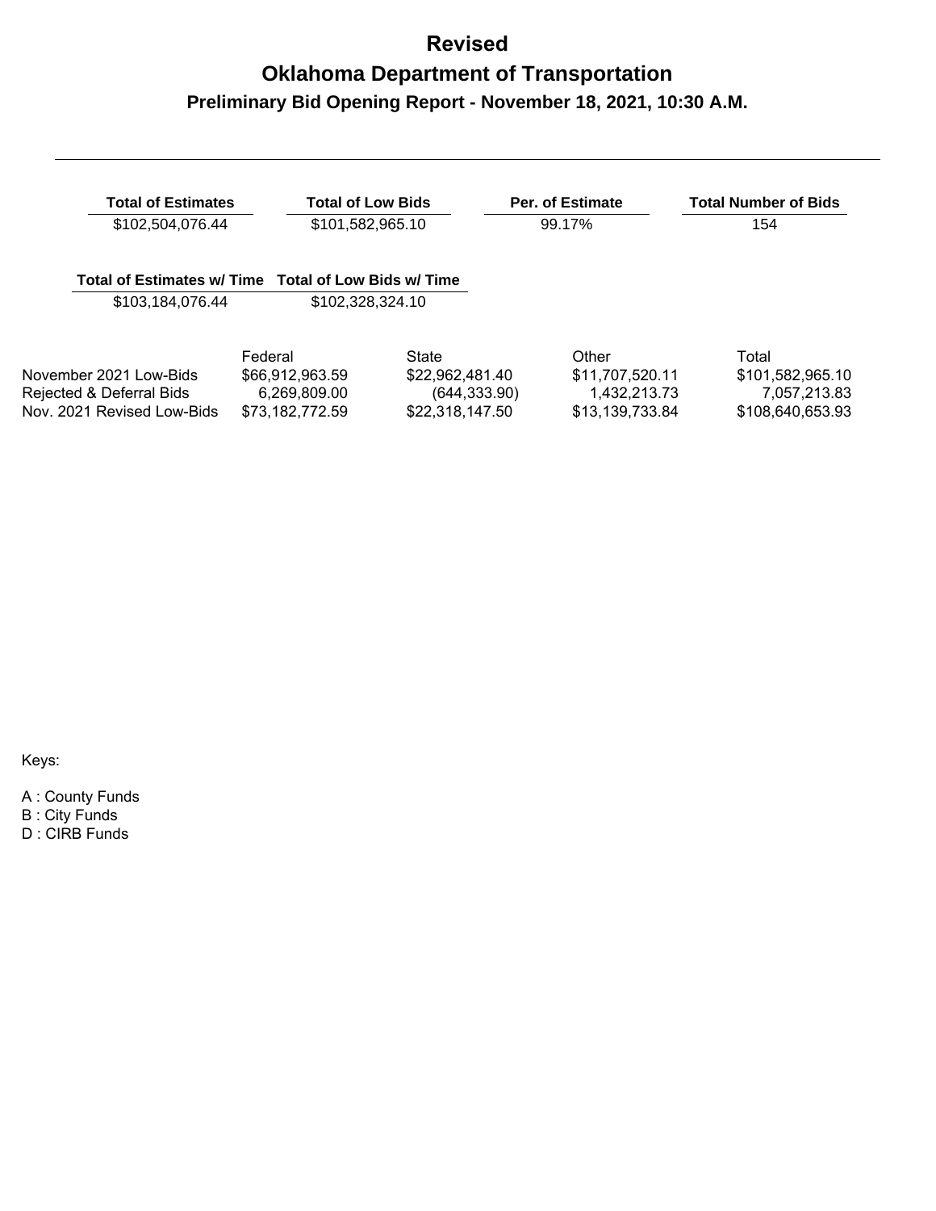# Revised

# Oklahoma Department of Transportation

## Preliminary Bid Opening Report - November 18, 2021, 10:30 A.M.

| Total of Estimates | Total of Low Bids | Per. of Estimate | Total Number of Bids |
|---|---|---|---|
| $102,504,076.44 | $101,582,965.10 | 99.17% | 154 |

| Total of Estimates w/ Time | Total of Low Bids w/ Time |
|---|---|
| $103,184,076.44 | $102,328,324.10 |

| | Federal | State | Other | Total |
|---|---|---|---|---|
| November 2021 Low-Bids | $66,912,963.59 | $22,962,481.40 | $11,707,520.11 | $101,582,965.10 |
| Rejected & Deferral Bids | 6,269,809.00 | (644,333.90) | 1,432,213.73 | 7,057,213.83 |
| Nov. 2021 Revised Low-Bids | $73,182,772.59 | $22,318,147.50 | $13,139,733.84 | $108,640,653.93 |

Keys:

A : County Funds
B : City Funds
D : CIRB Funds